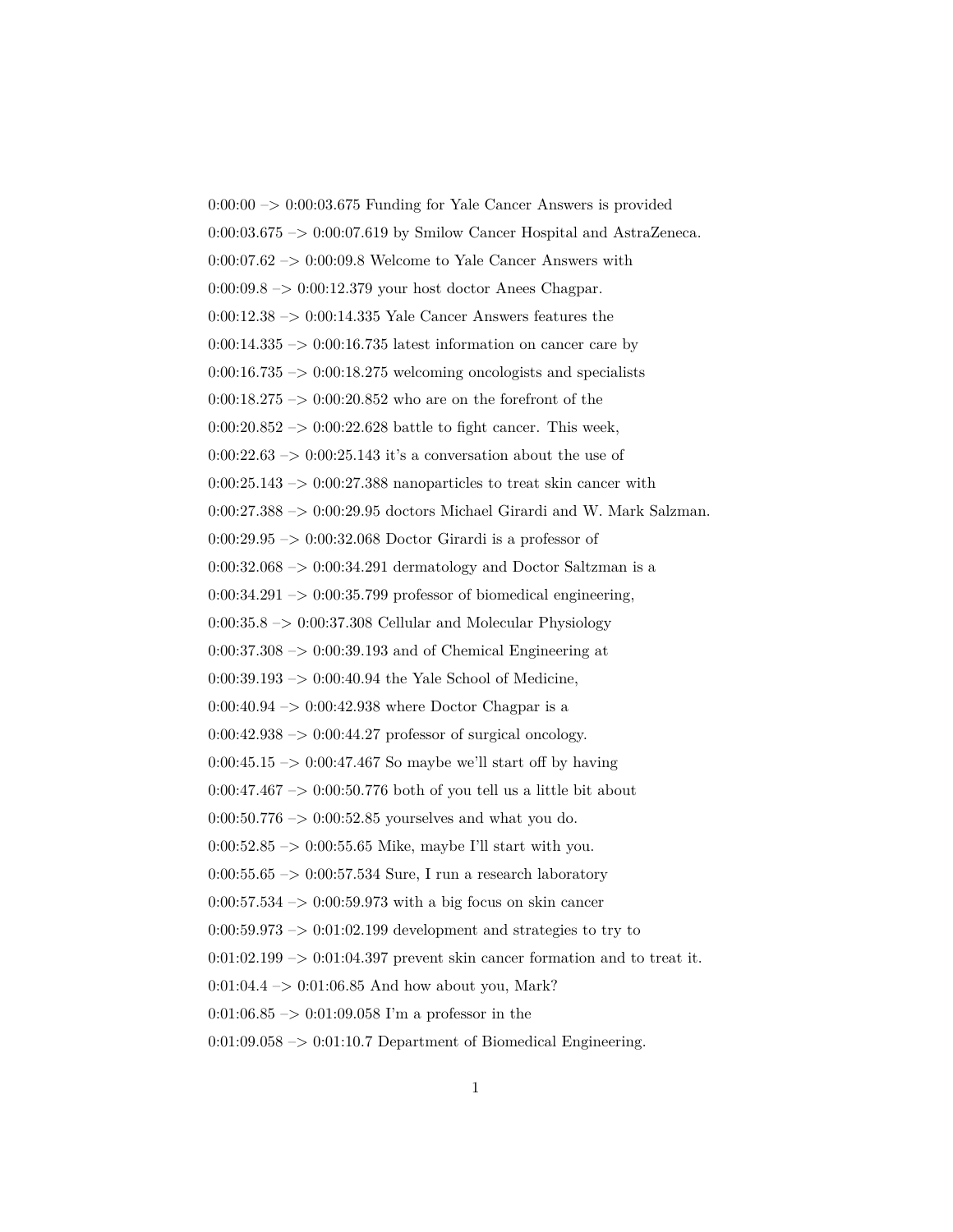0:00:00 –> 0:00:03.675 Funding for Yale Cancer Answers is provided

0:00:03.675 –> 0:00:07.619 by Smilow Cancer Hospital and AstraZeneca.

0:00:07.62 –> 0:00:09.8 Welcome to Yale Cancer Answers with

0:00:09.8 –> 0:00:12.379 your host doctor Anees Chagpar.

0:00:12.38 –> 0:00:14.335 Yale Cancer Answers features the

0:00:14.335 –> 0:00:16.735 latest information on cancer care by

0:00:16.735 –> 0:00:18.275 welcoming oncologists and specialists

0:00:18.275 –> 0:00:20.852 who are on the forefront of the

0:00:20.852 –> 0:00:22.628 battle to fight cancer. This week,

0:00:22.63 –> 0:00:25.143 it's a conversation about the use of

0:00:25.143 –> 0:00:27.388 nanoparticles to treat skin cancer with

0:00:27.388 –> 0:00:29.95 doctors Michael Girardi and W. Mark Salzman.

0:00:29.95 –> 0:00:32.068 Doctor Girardi is a professor of

0:00:32.068 –> 0:00:34.291 dermatology and Doctor Saltzman is a

0:00:34.291 –> 0:00:35.799 professor of biomedical engineering,

0:00:35.8 –> 0:00:37.308 Cellular and Molecular Physiology

0:00:37.308 –> 0:00:39.193 and of Chemical Engineering at

0:00:39.193 –> 0:00:40.94 the Yale School of Medicine,

0:00:40.94 –> 0:00:42.938 where Doctor Chagpar is a

0:00:42.938 –> 0:00:44.27 professor of surgical oncology.

0:00:45.15 –> 0:00:47.467 So maybe we'll start off by having

0:00:47.467 –> 0:00:50.776 both of you tell us a little bit about

0:00:50.776 –> 0:00:52.85 yourselves and what you do.

0:00:52.85 –> 0:00:55.65 Mike, maybe I'll start with you.

0:00:55.65 –> 0:00:57.534 Sure, I run a research laboratory

0:00:57.534 –> 0:00:59.973 with a big focus on skin cancer

0:00:59.973 –> 0:01:02.199 development and strategies to try to

0:01:02.199 –> 0:01:04.397 prevent skin cancer formation and to treat it.

0:01:04.4 –> 0:01:06.85 And how about you, Mark?

0:01:06.85 –> 0:01:09.058 I'm a professor in the

0:01:09.058 –> 0:01:10.7 Department of Biomedical Engineering.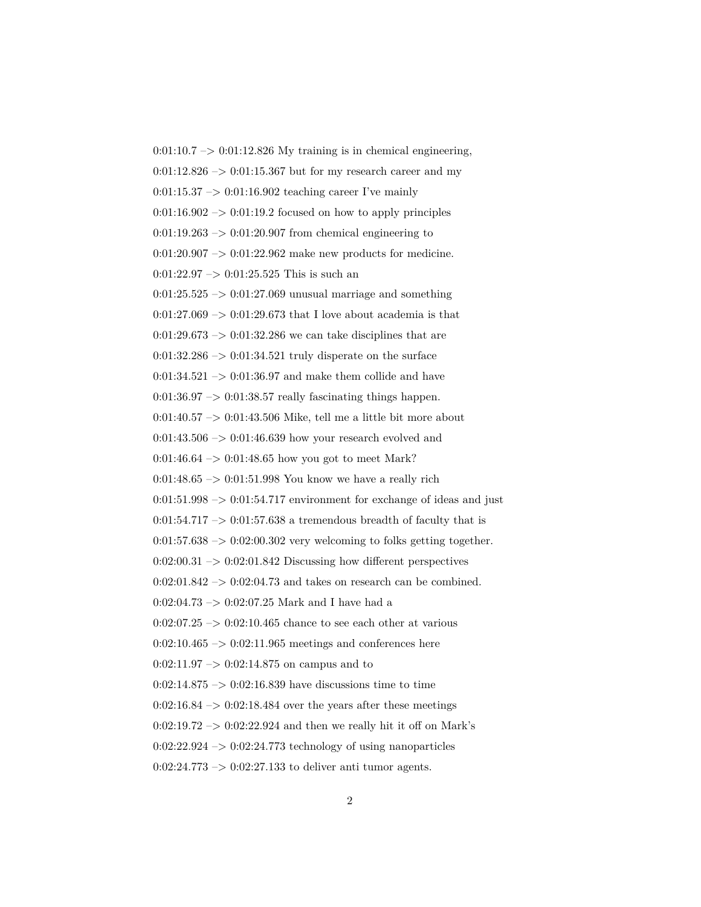0:01:10.7 –> 0:01:12.826 My training is in chemical engineering,

0:01:12.826 –> 0:01:15.367 but for my research career and my

0:01:15.37 –> 0:01:16.902 teaching career I've mainly

0:01:16.902 –> 0:01:19.2 focused on how to apply principles

0:01:19.263 –> 0:01:20.907 from chemical engineering to

0:01:20.907 –> 0:01:22.962 make new products for medicine.

0:01:22.97 –> 0:01:25.525 This is such an

0:01:25.525 –> 0:01:27.069 unusual marriage and something

0:01:27.069 –> 0:01:29.673 that I love about academia is that

0:01:29.673 –> 0:01:32.286 we can take disciplines that are

0:01:32.286 –> 0:01:34.521 truly disperate on the surface

0:01:34.521 –> 0:01:36.97 and make them collide and have

0:01:36.97 –> 0:01:38.57 really fascinating things happen.

0:01:40.57 –> 0:01:43.506 Mike, tell me a little bit more about

0:01:43.506 –> 0:01:46.639 how your research evolved and

0:01:46.64 –> 0:01:48.65 how you got to meet Mark?

0:01:48.65 –> 0:01:51.998 You know we have a really rich

0:01:51.998 –> 0:01:54.717 environment for exchange of ideas and just

0:01:54.717 –> 0:01:57.638 a tremendous breadth of faculty that is

0:01:57.638 –> 0:02:00.302 very welcoming to folks getting together.

0:02:00.31 –> 0:02:01.842 Discussing how different perspectives

0:02:01.842 –> 0:02:04.73 and takes on research can be combined.

0:02:04.73 –> 0:02:07.25 Mark and I have had a

0:02:07.25 –> 0:02:10.465 chance to see each other at various

0:02:10.465 –> 0:02:11.965 meetings and conferences here

0:02:11.97 –> 0:02:14.875 on campus and to

0:02:14.875 –> 0:02:16.839 have discussions time to time

0:02:16.84 –> 0:02:18.484 over the years after these meetings

0:02:19.72 –> 0:02:22.924 and then we really hit it off on Mark's

0:02:22.924 –> 0:02:24.773 technology of using nanoparticles

0:02:24.773 –> 0:02:27.133 to deliver anti tumor agents.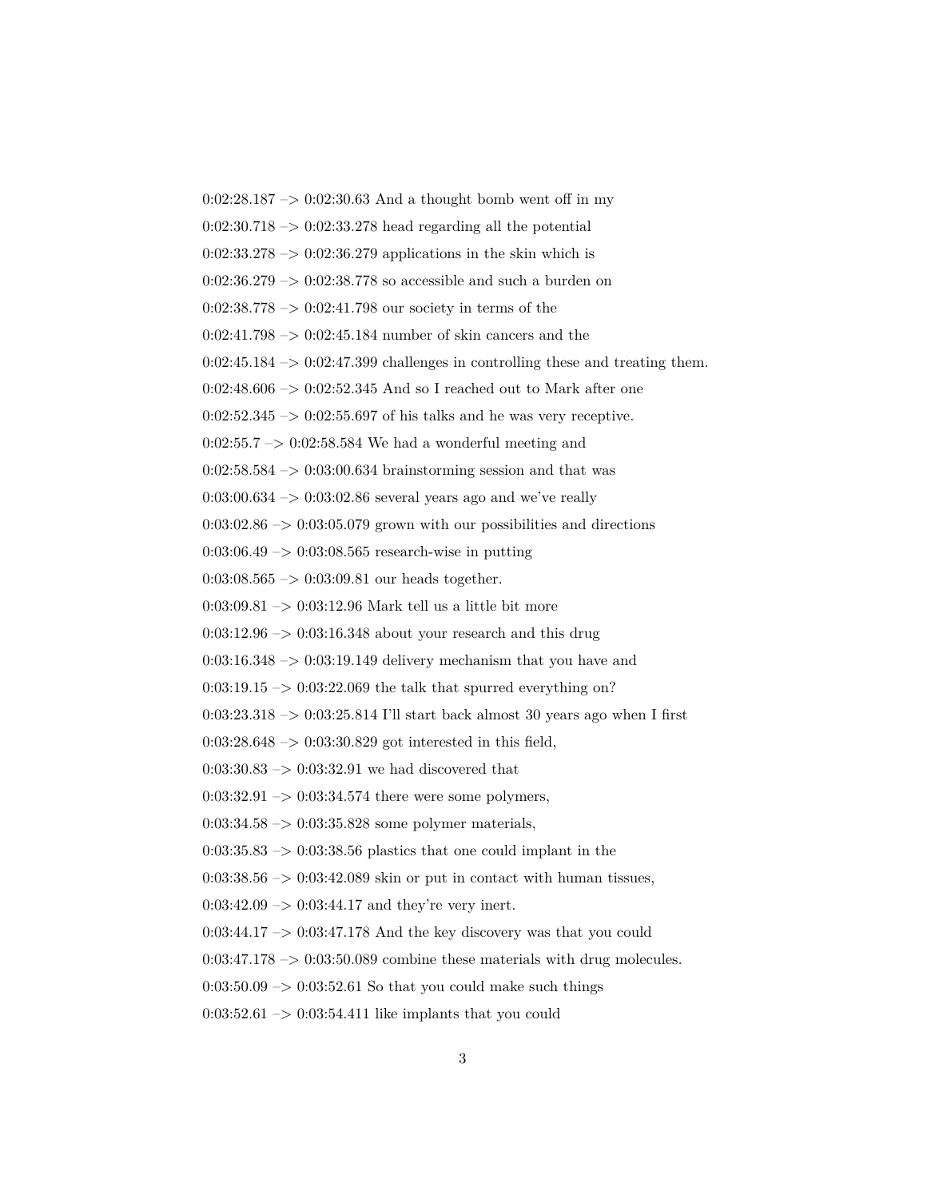0:02:28.187 –> 0:02:30.63 And a thought bomb went off in my

0:02:30.718 –> 0:02:33.278 head regarding all the potential

0:02:33.278 –> 0:02:36.279 applications in the skin which is

0:02:36.279 –> 0:02:38.778 so accessible and such a burden on

0:02:38.778 –> 0:02:41.798 our society in terms of the

0:02:41.798 –> 0:02:45.184 number of skin cancers and the

0:02:45.184 –> 0:02:47.399 challenges in controlling these and treating them.

0:02:48.606 –> 0:02:52.345 And so I reached out to Mark after one

0:02:52.345 –> 0:02:55.697 of his talks and he was very receptive.

0:02:55.7 –> 0:02:58.584 We had a wonderful meeting and

0:02:58.584 –> 0:03:00.634 brainstorming session and that was

0:03:00.634 –> 0:03:02.86 several years ago and we've really

0:03:02.86 –> 0:03:05.079 grown with our possibilities and directions

0:03:06.49 –> 0:03:08.565 research-wise in putting

0:03:08.565 –> 0:03:09.81 our heads together.

0:03:09.81 –> 0:03:12.96 Mark tell us a little bit more

0:03:12.96 –> 0:03:16.348 about your research and this drug

0:03:16.348 –> 0:03:19.149 delivery mechanism that you have and

0:03:19.15 –> 0:03:22.069 the talk that spurred everything on?

0:03:23.318 –> 0:03:25.814 I'll start back almost 30 years ago when I first

0:03:28.648 –> 0:03:30.829 got interested in this field,

0:03:30.83 –> 0:03:32.91 we had discovered that

0:03:32.91 –> 0:03:34.574 there were some polymers,

0:03:34.58 –> 0:03:35.828 some polymer materials,

0:03:35.83 –> 0:03:38.56 plastics that one could implant in the

0:03:38.56 –> 0:03:42.089 skin or put in contact with human tissues,

0:03:42.09 –> 0:03:44.17 and they're very inert.

0:03:44.17 –> 0:03:47.178 And the key discovery was that you could

0:03:47.178 –> 0:03:50.089 combine these materials with drug molecules.

0:03:50.09 –> 0:03:52.61 So that you could make such things

0:03:52.61 –> 0:03:54.411 like implants that you could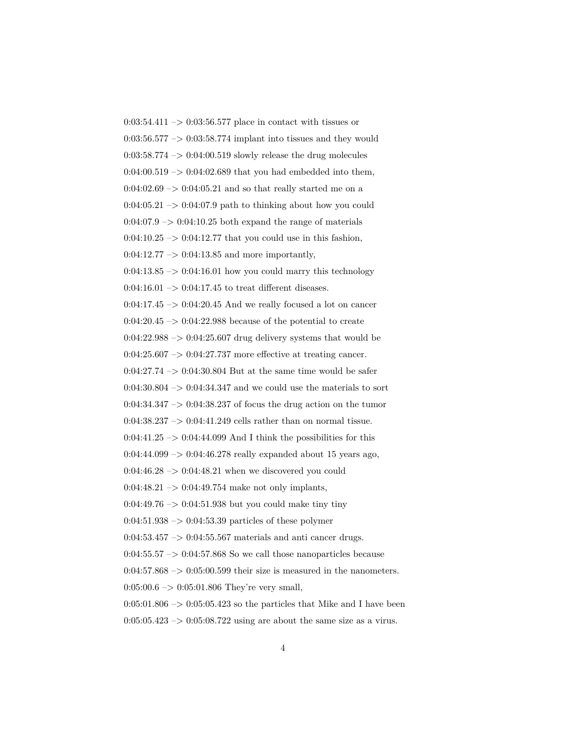0:03:54.411 –> 0:03:56.577 place in contact with tissues or

0:03:56.577 –> 0:03:58.774 implant into tissues and they would

0:03:58.774 –> 0:04:00.519 slowly release the drug molecules

0:04:00.519 –> 0:04:02.689 that you had embedded into them,

0:04:02.69 –> 0:04:05.21 and so that really started me on a

0:04:05.21 –> 0:04:07.9 path to thinking about how you could

0:04:07.9 –> 0:04:10.25 both expand the range of materials

0:04:10.25 –> 0:04:12.77 that you could use in this fashion,

0:04:12.77 –> 0:04:13.85 and more importantly,

0:04:13.85 –> 0:04:16.01 how you could marry this technology

0:04:16.01 –> 0:04:17.45 to treat different diseases.

0:04:17.45 –> 0:04:20.45 And we really focused a lot on cancer

0:04:20.45 –> 0:04:22.988 because of the potential to create

0:04:22.988 –> 0:04:25.607 drug delivery systems that would be

0:04:25.607 –> 0:04:27.737 more effective at treating cancer.

0:04:27.74 –> 0:04:30.804 But at the same time would be safer

0:04:30.804 –> 0:04:34.347 and we could use the materials to sort

0:04:34.347 –> 0:04:38.237 of focus the drug action on the tumor

0:04:38.237 –> 0:04:41.249 cells rather than on normal tissue.

0:04:41.25 –> 0:04:44.099 And I think the possibilities for this

0:04:44.099 –> 0:04:46.278 really expanded about 15 years ago,

0:04:46.28 –> 0:04:48.21 when we discovered you could

0:04:48.21 –> 0:04:49.754 make not only implants,

0:04:49.76 –> 0:04:51.938 but you could make tiny tiny

0:04:51.938 –> 0:04:53.39 particles of these polymer

0:04:53.457 –> 0:04:55.567 materials and anti cancer drugs.

0:04:55.57 –> 0:04:57.868 So we call those nanoparticles because

0:04:57.868 –> 0:05:00.599 their size is measured in the nanometers.

0:05:00.6 –> 0:05:01.806 They're very small,

0:05:01.806 –> 0:05:05.423 so the particles that Mike and I have been

0:05:05.423 –> 0:05:08.722 using are about the same size as a virus.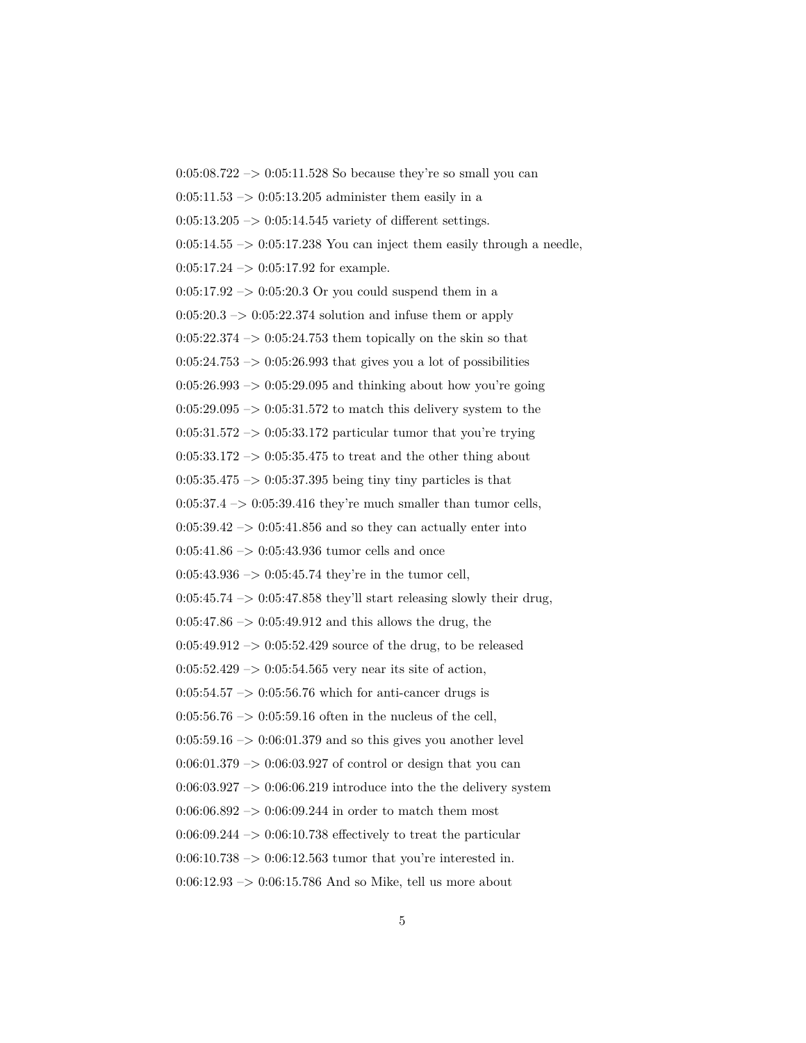0:05:08.722 –> 0:05:11.528 So because they're so small you can

0:05:11.53 –> 0:05:13.205 administer them easily in a

0:05:13.205 –> 0:05:14.545 variety of different settings.

0:05:14.55 –> 0:05:17.238 You can inject them easily through a needle,

0:05:17.24 –> 0:05:17.92 for example.

0:05:17.92 –> 0:05:20.3 Or you could suspend them in a

0:05:20.3 –> 0:05:22.374 solution and infuse them or apply

0:05:22.374 –> 0:05:24.753 them topically on the skin so that

0:05:24.753 –> 0:05:26.993 that gives you a lot of possibilities

0:05:26.993 –> 0:05:29.095 and thinking about how you're going

0:05:29.095 –> 0:05:31.572 to match this delivery system to the

0:05:31.572 –> 0:05:33.172 particular tumor that you're trying

0:05:33.172 –> 0:05:35.475 to treat and the other thing about

0:05:35.475 –> 0:05:37.395 being tiny tiny particles is that

0:05:37.4 –> 0:05:39.416 they're much smaller than tumor cells,

0:05:39.42 –> 0:05:41.856 and so they can actually enter into

0:05:41.86 –> 0:05:43.936 tumor cells and once

0:05:43.936 –> 0:05:45.74 they're in the tumor cell,

0:05:45.74 –> 0:05:47.858 they'll start releasing slowly their drug,

0:05:47.86 –> 0:05:49.912 and this allows the drug, the

0:05:49.912 –> 0:05:52.429 source of the drug, to be released

0:05:52.429 –> 0:05:54.565 very near its site of action,

0:05:54.57 –> 0:05:56.76 which for anti-cancer drugs is

0:05:56.76 –> 0:05:59.16 often in the nucleus of the cell,

0:05:59.16 –> 0:06:01.379 and so this gives you another level

0:06:01.379 –> 0:06:03.927 of control or design that you can

0:06:03.927 –> 0:06:06.219 introduce into the the delivery system

0:06:06.892 –> 0:06:09.244 in order to match them most

0:06:09.244 –> 0:06:10.738 effectively to treat the particular

0:06:10.738 –> 0:06:12.563 tumor that you're interested in.

0:06:12.93 –> 0:06:15.786 And so Mike, tell us more about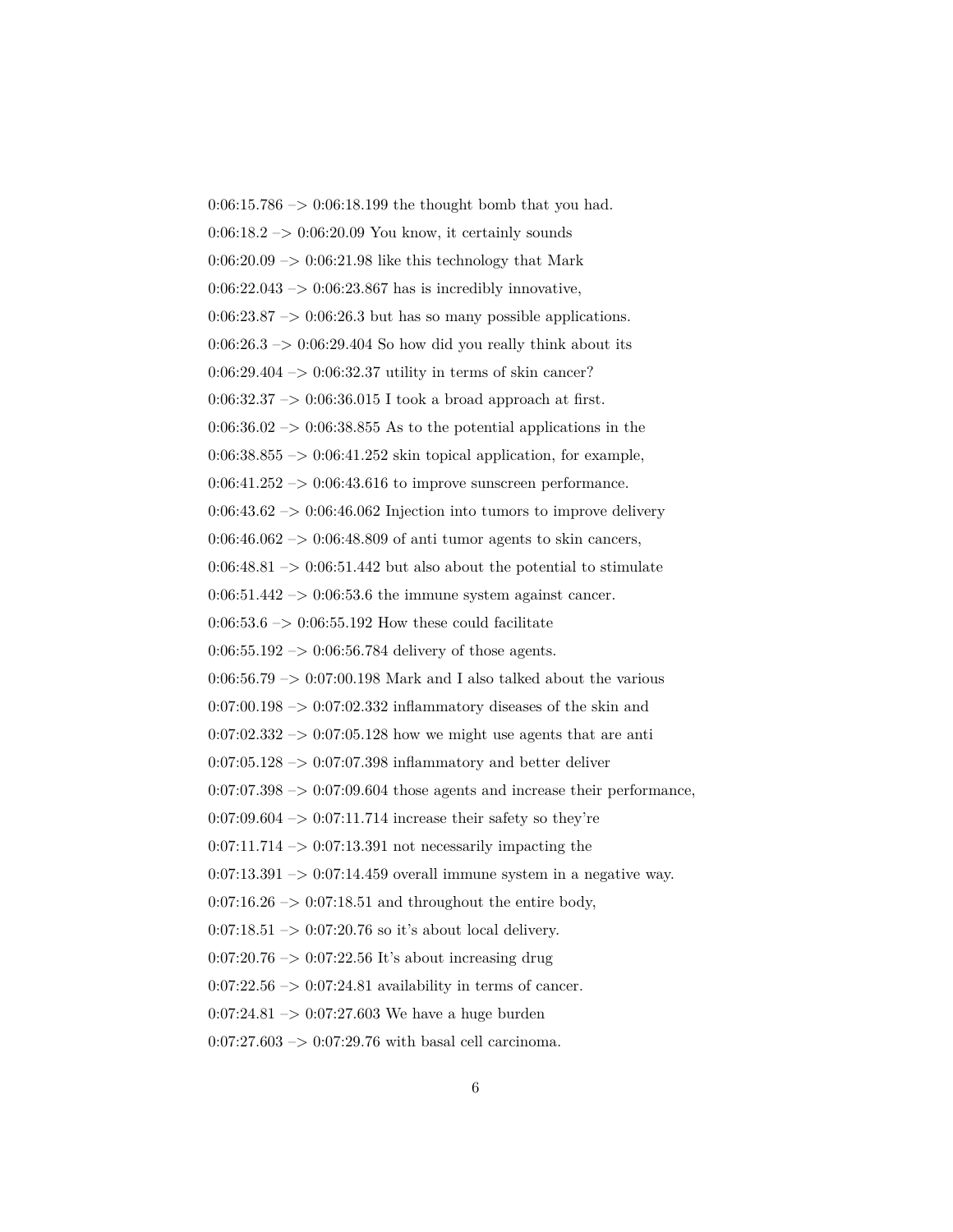0:06:15.786 –> 0:06:18.199 the thought bomb that you had.

0:06:18.2 –> 0:06:20.09 You know, it certainly sounds

0:06:20.09 –> 0:06:21.98 like this technology that Mark

0:06:22.043 –> 0:06:23.867 has is incredibly innovative,

0:06:23.87 –> 0:06:26.3 but has so many possible applications.

0:06:26.3 –> 0:06:29.404 So how did you really think about its

0:06:29.404 –> 0:06:32.37 utility in terms of skin cancer?

0:06:32.37 –> 0:06:36.015 I took a broad approach at first.

0:06:36.02 –> 0:06:38.855 As to the potential applications in the

0:06:38.855 –> 0:06:41.252 skin topical application, for example,

0:06:41.252 –> 0:06:43.616 to improve sunscreen performance.

0:06:43.62 –> 0:06:46.062 Injection into tumors to improve delivery

0:06:46.062 –> 0:06:48.809 of anti tumor agents to skin cancers,

0:06:48.81 –> 0:06:51.442 but also about the potential to stimulate

0:06:51.442 –> 0:06:53.6 the immune system against cancer.

0:06:53.6 –> 0:06:55.192 How these could facilitate

0:06:55.192 –> 0:06:56.784 delivery of those agents.

0:06:56.79 –> 0:07:00.198 Mark and I also talked about the various

0:07:00.198 –> 0:07:02.332 inflammatory diseases of the skin and

0:07:02.332 –> 0:07:05.128 how we might use agents that are anti

0:07:05.128 –> 0:07:07.398 inflammatory and better deliver

0:07:07.398 –> 0:07:09.604 those agents and increase their performance,

0:07:09.604 –> 0:07:11.714 increase their safety so they're

0:07:11.714 –> 0:07:13.391 not necessarily impacting the

0:07:13.391 –> 0:07:14.459 overall immune system in a negative way.

0:07:16.26 –> 0:07:18.51 and throughout the entire body,

0:07:18.51 –> 0:07:20.76 so it's about local delivery.

0:07:20.76 –> 0:07:22.56 It's about increasing drug

0:07:22.56 –> 0:07:24.81 availability in terms of cancer.

0:07:24.81 –> 0:07:27.603 We have a huge burden

0:07:27.603 –> 0:07:29.76 with basal cell carcinoma.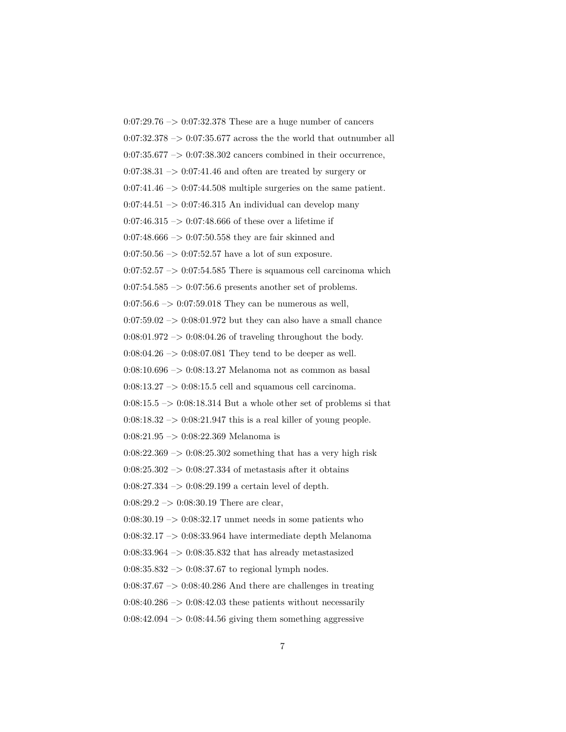0:07:29.76 –> 0:07:32.378 These are a huge number of cancers

0:07:32.378 –> 0:07:35.677 across the the world that outnumber all

0:07:35.677 –> 0:07:38.302 cancers combined in their occurrence,

0:07:38.31 –> 0:07:41.46 and often are treated by surgery or

0:07:41.46 –> 0:07:44.508 multiple surgeries on the same patient.

0:07:44.51 –> 0:07:46.315 An individual can develop many

0:07:46.315 –> 0:07:48.666 of these over a lifetime if

0:07:48.666 –> 0:07:50.558 they are fair skinned and

0:07:50.56 –> 0:07:52.57 have a lot of sun exposure.

0:07:52.57 –> 0:07:54.585 There is squamous cell carcinoma which

0:07:54.585 –> 0:07:56.6 presents another set of problems.

0:07:56.6 –> 0:07:59.018 They can be numerous as well,

0:07:59.02 –> 0:08:01.972 but they can also have a small chance

0:08:01.972 –> 0:08:04.26 of traveling throughout the body.

0:08:04.26 –> 0:08:07.081 They tend to be deeper as well.

0:08:10.696 –> 0:08:13.27 Melanoma not as common as basal

0:08:13.27 –> 0:08:15.5 cell and squamous cell carcinoma.

0:08:15.5 –> 0:08:18.314 But a whole other set of problems si that

0:08:18.32 –> 0:08:21.947 this is a real killer of young people.

0:08:21.95 –> 0:08:22.369 Melanoma is

0:08:22.369 –> 0:08:25.302 something that has a very high risk

0:08:25.302 –> 0:08:27.334 of metastasis after it obtains

0:08:27.334 –> 0:08:29.199 a certain level of depth.

0:08:29.2 –> 0:08:30.19 There are clear,

0:08:30.19 –> 0:08:32.17 unmet needs in some patients who

0:08:32.17 –> 0:08:33.964 have intermediate depth Melanoma

0:08:33.964 –> 0:08:35.832 that has already metastasized

0:08:35.832 –> 0:08:37.67 to regional lymph nodes.

0:08:37.67 –> 0:08:40.286 And there are challenges in treating

0:08:40.286 –> 0:08:42.03 these patients without necessarily

0:08:42.094 –> 0:08:44.56 giving them something aggressive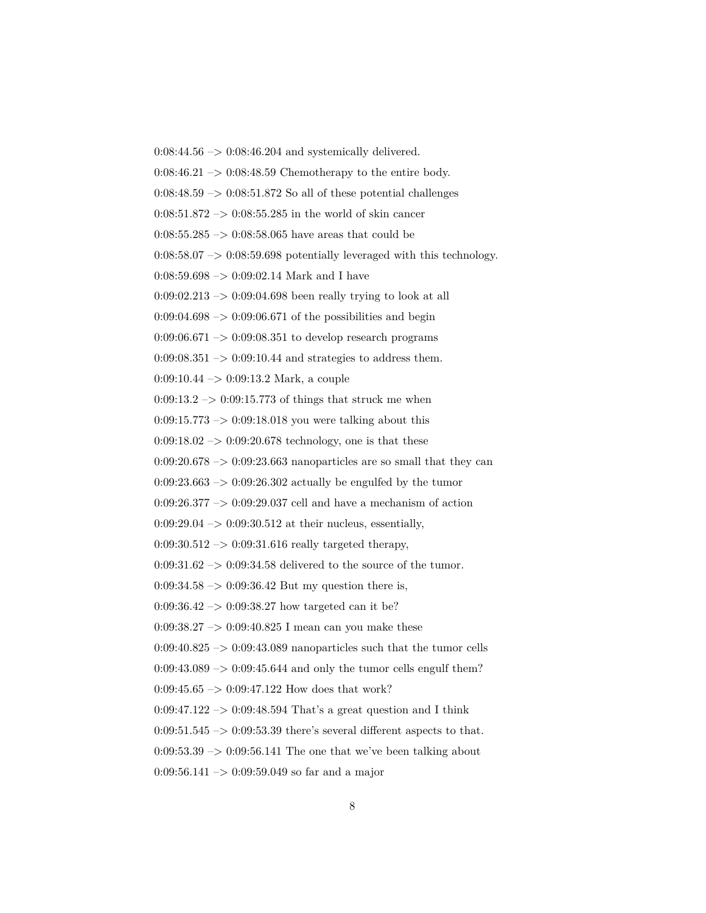0:08:44.56 –> 0:08:46.204 and systemically delivered.

0:08:46.21 –> 0:08:48.59 Chemotherapy to the entire body.

0:08:48.59 –> 0:08:51.872 So all of these potential challenges

0:08:51.872 –> 0:08:55.285 in the world of skin cancer

0:08:55.285 –> 0:08:58.065 have areas that could be

0:08:58.07 –> 0:08:59.698 potentially leveraged with this technology.

0:08:59.698 –> 0:09:02.14 Mark and I have

0:09:02.213 –> 0:09:04.698 been really trying to look at all

0:09:04.698 –> 0:09:06.671 of the possibilities and begin

0:09:06.671 –> 0:09:08.351 to develop research programs

0:09:08.351 –> 0:09:10.44 and strategies to address them.

0:09:10.44 –> 0:09:13.2 Mark, a couple

0:09:13.2 –> 0:09:15.773 of things that struck me when

0:09:15.773 –> 0:09:18.018 you were talking about this

0:09:18.02 –> 0:09:20.678 technology, one is that these

0:09:20.678 –> 0:09:23.663 nanoparticles are so small that they can

0:09:23.663 –> 0:09:26.302 actually be engulfed by the tumor

0:09:26.377 –> 0:09:29.037 cell and have a mechanism of action

0:09:29.04 –> 0:09:30.512 at their nucleus, essentially,

0:09:30.512 –> 0:09:31.616 really targeted therapy,

0:09:31.62 –> 0:09:34.58 delivered to the source of the tumor.

0:09:34.58 –> 0:09:36.42 But my question there is,

0:09:36.42 –> 0:09:38.27 how targeted can it be?

0:09:38.27 –> 0:09:40.825 I mean can you make these

0:09:40.825 –> 0:09:43.089 nanoparticles such that the tumor cells

0:09:43.089 –> 0:09:45.644 and only the tumor cells engulf them?

0:09:45.65 –> 0:09:47.122 How does that work?

0:09:47.122 –> 0:09:48.594 That's a great question and I think

0:09:51.545 –> 0:09:53.39 there's several different aspects to that.

0:09:53.39 –> 0:09:56.141 The one that we've been talking about

0:09:56.141 –> 0:09:59.049 so far and a major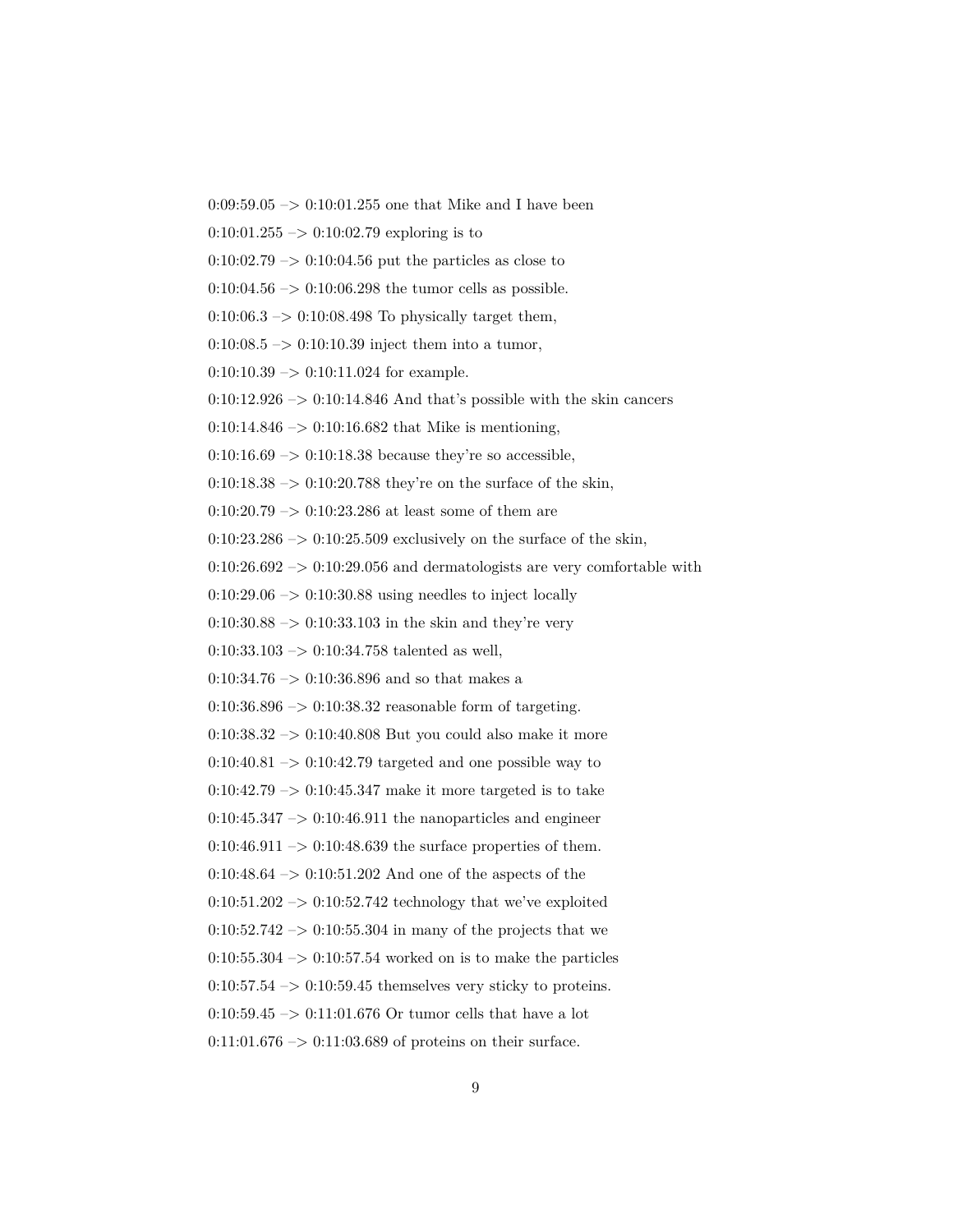0:09:59.05 –> 0:10:01.255 one that Mike and I have been

0:10:01.255 –> 0:10:02.79 exploring is to

0:10:02.79 –> 0:10:04.56 put the particles as close to

0:10:04.56 –> 0:10:06.298 the tumor cells as possible.

0:10:06.3 –> 0:10:08.498 To physically target them,

0:10:08.5 –> 0:10:10.39 inject them into a tumor,

0:10:10.39 –> 0:10:11.024 for example.

0:10:12.926 –> 0:10:14.846 And that's possible with the skin cancers

0:10:14.846 –> 0:10:16.682 that Mike is mentioning,

0:10:16.69 –> 0:10:18.38 because they're so accessible,

0:10:18.38 –> 0:10:20.788 they're on the surface of the skin,

0:10:20.79 –> 0:10:23.286 at least some of them are

0:10:23.286 –> 0:10:25.509 exclusively on the surface of the skin,

0:10:26.692 –> 0:10:29.056 and dermatologists are very comfortable with

0:10:29.06 –> 0:10:30.88 using needles to inject locally

0:10:30.88 –> 0:10:33.103 in the skin and they're very

0:10:33.103 –> 0:10:34.758 talented as well,

0:10:34.76 –> 0:10:36.896 and so that makes a

0:10:36.896 –> 0:10:38.32 reasonable form of targeting.

0:10:38.32 –> 0:10:40.808 But you could also make it more

0:10:40.81 –> 0:10:42.79 targeted and one possible way to

0:10:42.79 –> 0:10:45.347 make it more targeted is to take

0:10:45.347 –> 0:10:46.911 the nanoparticles and engineer

0:10:46.911 –> 0:10:48.639 the surface properties of them.

0:10:48.64 –> 0:10:51.202 And one of the aspects of the

0:10:51.202 –> 0:10:52.742 technology that we've exploited

0:10:52.742 –> 0:10:55.304 in many of the projects that we

0:10:55.304 –> 0:10:57.54 worked on is to make the particles

0:10:57.54 –> 0:10:59.45 themselves very sticky to proteins.

0:10:59.45 –> 0:11:01.676 Or tumor cells that have a lot

0:11:01.676 –> 0:11:03.689 of proteins on their surface.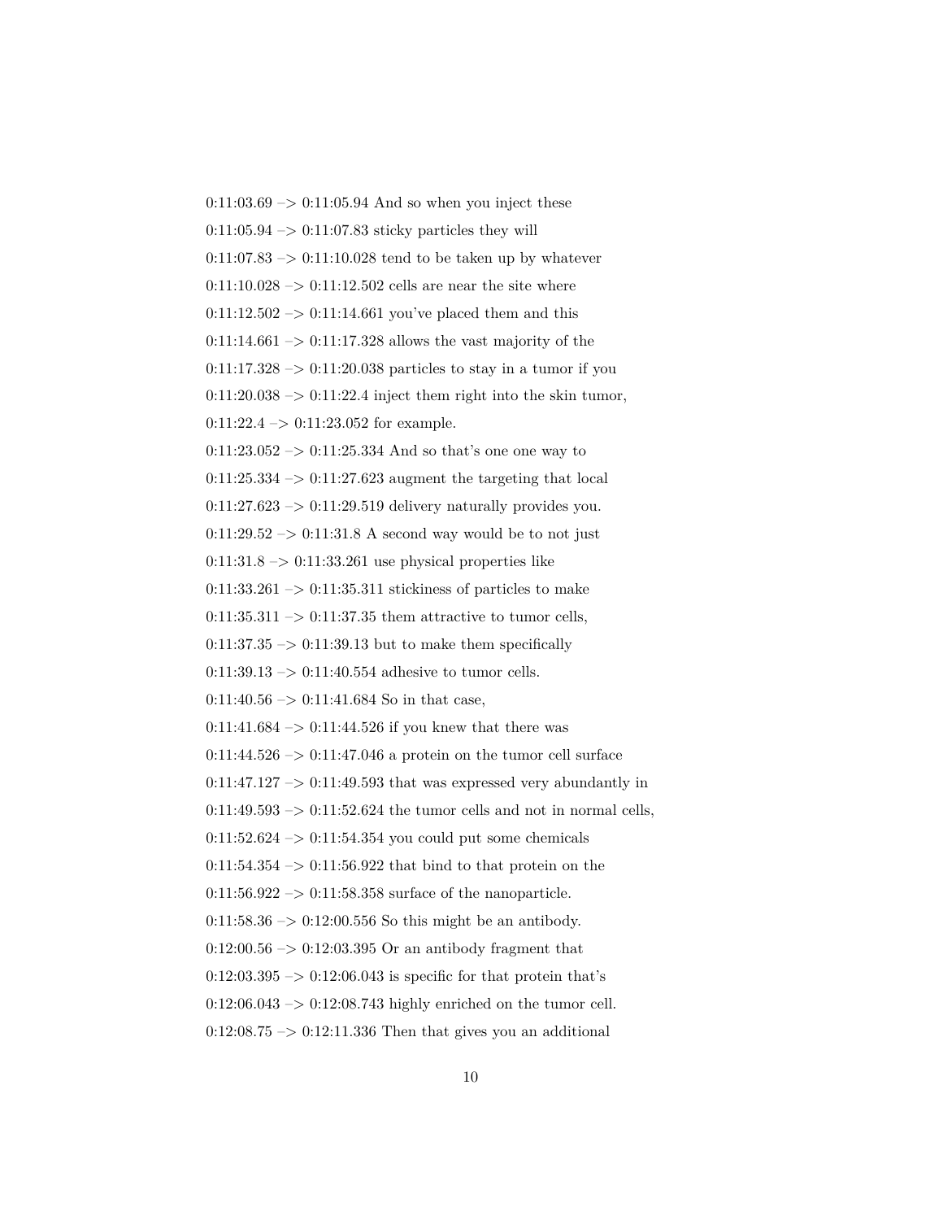0:11:03.69 –> 0:11:05.94 And so when you inject these

0:11:05.94 –> 0:11:07.83 sticky particles they will

0:11:07.83 –> 0:11:10.028 tend to be taken up by whatever

0:11:10.028 –> 0:11:12.502 cells are near the site where

0:11:12.502 –> 0:11:14.661 you've placed them and this

0:11:14.661 –> 0:11:17.328 allows the vast majority of the

0:11:17.328 –> 0:11:20.038 particles to stay in a tumor if you

0:11:20.038 –> 0:11:22.4 inject them right into the skin tumor,

0:11:22.4 –> 0:11:23.052 for example.

0:11:23.052 –> 0:11:25.334 And so that's one one way to

0:11:25.334 –> 0:11:27.623 augment the targeting that local

0:11:27.623 –> 0:11:29.519 delivery naturally provides you.

0:11:29.52 –> 0:11:31.8 A second way would be to not just

0:11:31.8 –> 0:11:33.261 use physical properties like

0:11:33.261 –> 0:11:35.311 stickiness of particles to make

0:11:35.311 –> 0:11:37.35 them attractive to tumor cells,

0:11:37.35 –> 0:11:39.13 but to make them specifically

0:11:39.13 –> 0:11:40.554 adhesive to tumor cells.

0:11:40.56 –> 0:11:41.684 So in that case,

0:11:41.684 –> 0:11:44.526 if you knew that there was

0:11:44.526 –> 0:11:47.046 a protein on the tumor cell surface

0:11:47.127 –> 0:11:49.593 that was expressed very abundantly in

0:11:49.593 –> 0:11:52.624 the tumor cells and not in normal cells,

0:11:52.624 –> 0:11:54.354 you could put some chemicals

0:11:54.354 –> 0:11:56.922 that bind to that protein on the

0:11:56.922 –> 0:11:58.358 surface of the nanoparticle.

0:11:58.36 –> 0:12:00.556 So this might be an antibody.

0:12:00.56 –> 0:12:03.395 Or an antibody fragment that

0:12:03.395 –> 0:12:06.043 is specific for that protein that's

0:12:06.043 –> 0:12:08.743 highly enriched on the tumor cell.

0:12:08.75 –> 0:12:11.336 Then that gives you an additional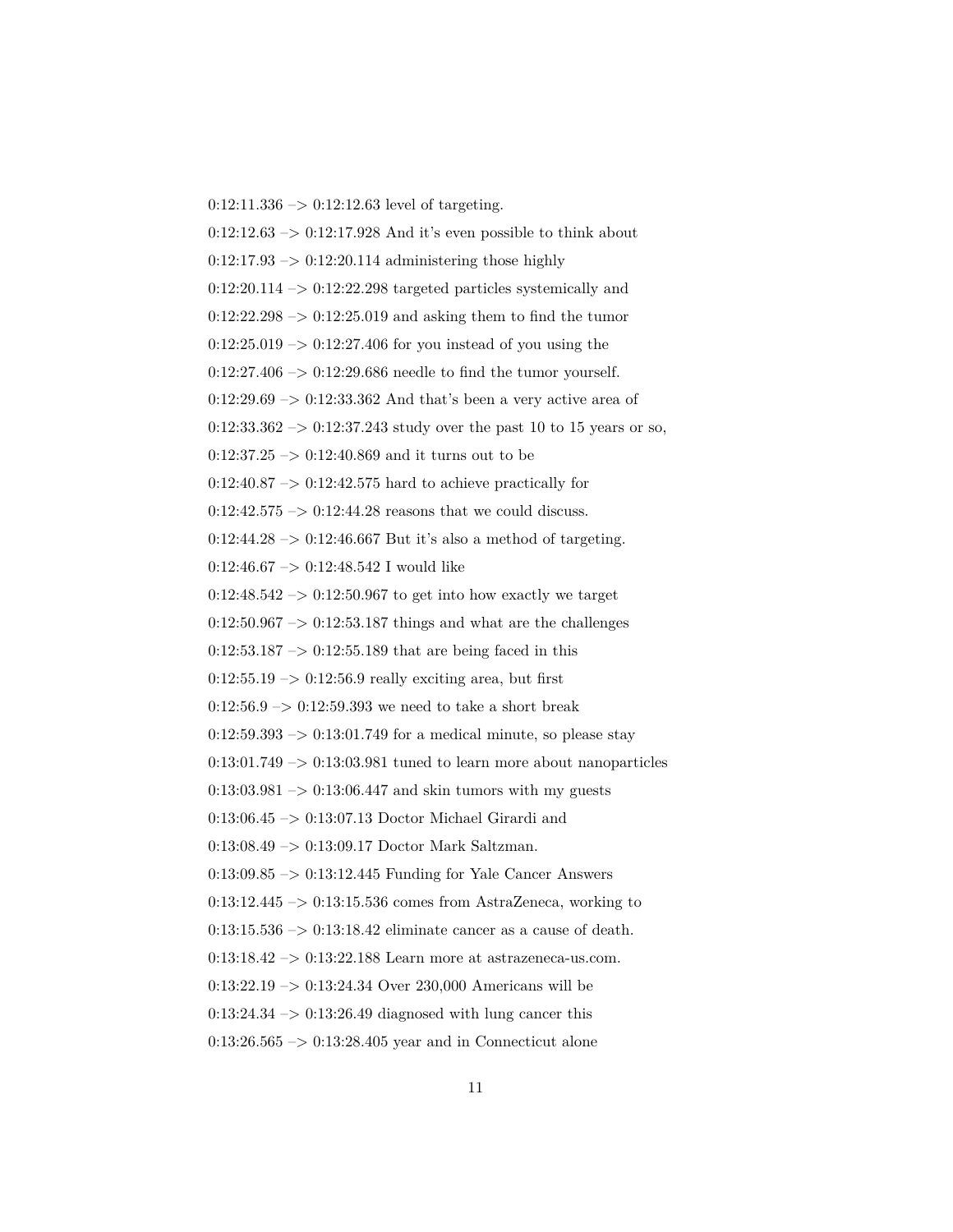0:12:11.336 –> 0:12:12.63 level of targeting.

0:12:12.63 –> 0:12:17.928 And it's even possible to think about

0:12:17.93 –> 0:12:20.114 administering those highly

0:12:20.114 –> 0:12:22.298 targeted particles systemically and

0:12:22.298 –> 0:12:25.019 and asking them to find the tumor

0:12:25.019 –> 0:12:27.406 for you instead of you using the

0:12:27.406 –> 0:12:29.686 needle to find the tumor yourself.

0:12:29.69 –> 0:12:33.362 And that's been a very active area of

0:12:33.362 –> 0:12:37.243 study over the past 10 to 15 years or so,

0:12:37.25 –> 0:12:40.869 and it turns out to be

0:12:40.87 –> 0:12:42.575 hard to achieve practically for

0:12:42.575 –> 0:12:44.28 reasons that we could discuss.

0:12:44.28 –> 0:12:46.667 But it's also a method of targeting.

0:12:46.67 –> 0:12:48.542 I would like

0:12:48.542 –> 0:12:50.967 to get into how exactly we target

0:12:50.967 –> 0:12:53.187 things and what are the challenges

0:12:53.187 –> 0:12:55.189 that are being faced in this

0:12:55.19 –> 0:12:56.9 really exciting area, but first

0:12:56.9 –> 0:12:59.393 we need to take a short break

0:12:59.393 –> 0:13:01.749 for a medical minute, so please stay

0:13:01.749 –> 0:13:03.981 tuned to learn more about nanoparticles

0:13:03.981 –> 0:13:06.447 and skin tumors with my guests

0:13:06.45 –> 0:13:07.13 Doctor Michael Girardi and

0:13:08.49 –> 0:13:09.17 Doctor Mark Saltzman.

0:13:09.85 –> 0:13:12.445 Funding for Yale Cancer Answers

0:13:12.445 –> 0:13:15.536 comes from AstraZeneca, working to

0:13:15.536 –> 0:13:18.42 eliminate cancer as a cause of death.

0:13:18.42 –> 0:13:22.188 Learn more at astrazeneca-us.com.

0:13:22.19 –> 0:13:24.34 Over 230,000 Americans will be

0:13:24.34 –> 0:13:26.49 diagnosed with lung cancer this

0:13:26.565 –> 0:13:28.405 year and in Connecticut alone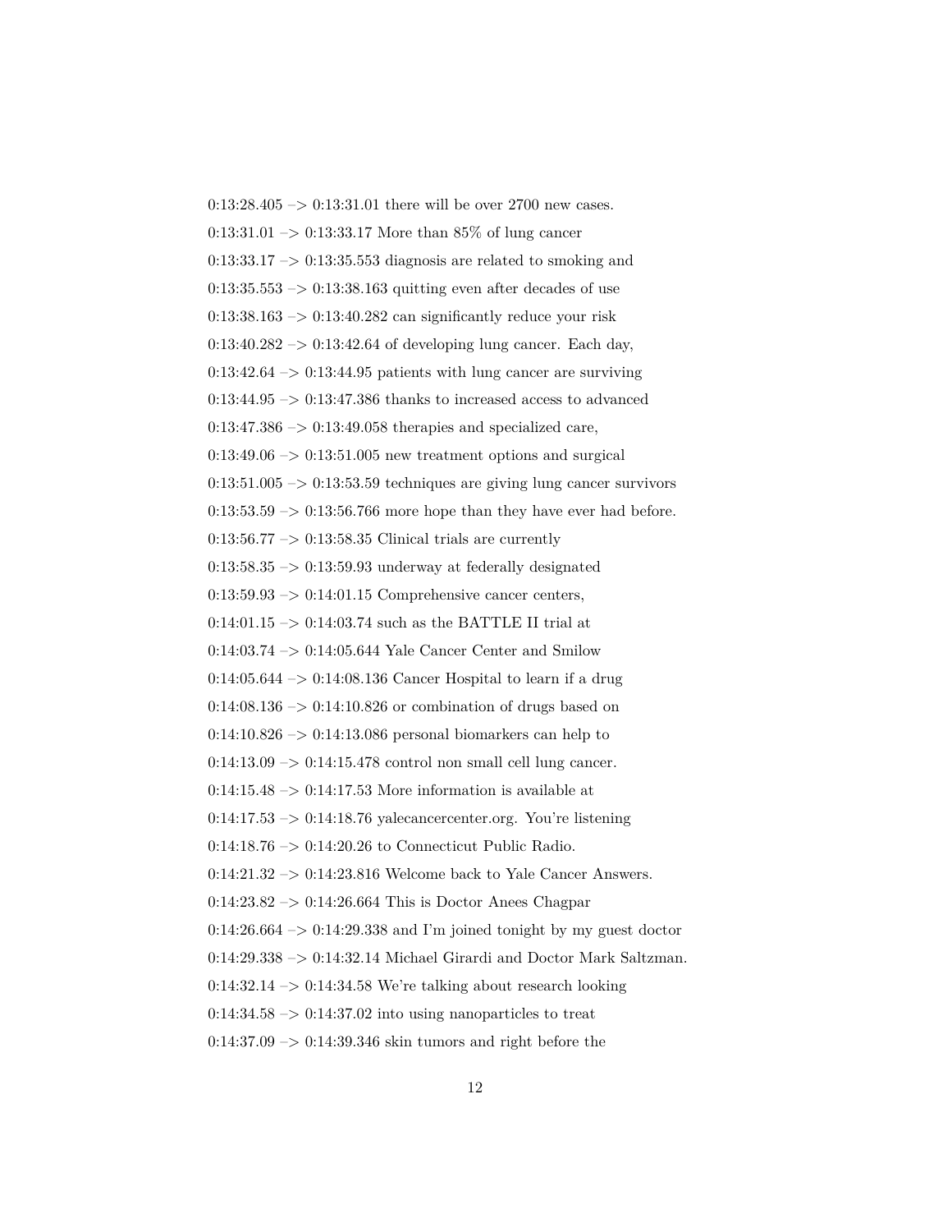0:13:28.405 –> 0:13:31.01 there will be over 2700 new cases.

0:13:31.01 –> 0:13:33.17 More than 85% of lung cancer

0:13:33.17 –> 0:13:35.553 diagnosis are related to smoking and

0:13:35.553 –> 0:13:38.163 quitting even after decades of use

0:13:38.163 –> 0:13:40.282 can significantly reduce your risk

0:13:40.282 –> 0:13:42.64 of developing lung cancer. Each day,

0:13:42.64 –> 0:13:44.95 patients with lung cancer are surviving

0:13:44.95 –> 0:13:47.386 thanks to increased access to advanced

0:13:47.386 –> 0:13:49.058 therapies and specialized care,

0:13:49.06 –> 0:13:51.005 new treatment options and surgical

0:13:51.005 –> 0:13:53.59 techniques are giving lung cancer survivors

0:13:53.59 –> 0:13:56.766 more hope than they have ever had before.

0:13:56.77 –> 0:13:58.35 Clinical trials are currently

0:13:58.35 –> 0:13:59.93 underway at federally designated

0:13:59.93 –> 0:14:01.15 Comprehensive cancer centers,

0:14:01.15 –> 0:14:03.74 such as the BATTLE II trial at

0:14:03.74 –> 0:14:05.644 Yale Cancer Center and Smilow

0:14:05.644 –> 0:14:08.136 Cancer Hospital to learn if a drug

0:14:08.136 –> 0:14:10.826 or combination of drugs based on

0:14:10.826 –> 0:14:13.086 personal biomarkers can help to

0:14:13.09 –> 0:14:15.478 control non small cell lung cancer.

0:14:15.48 –> 0:14:17.53 More information is available at

0:14:17.53 –> 0:14:18.76 yalecancercenter.org. You're listening

0:14:18.76 –> 0:14:20.26 to Connecticut Public Radio.

0:14:21.32 –> 0:14:23.816 Welcome back to Yale Cancer Answers.

0:14:23.82 –> 0:14:26.664 This is Doctor Anees Chagpar

0:14:26.664 –> 0:14:29.338 and I'm joined tonight by my guest doctor

0:14:29.338 –> 0:14:32.14 Michael Girardi and Doctor Mark Saltzman.

0:14:32.14 –> 0:14:34.58 We're talking about research looking

0:14:34.58 –> 0:14:37.02 into using nanoparticles to treat

0:14:37.09 –> 0:14:39.346 skin tumors and right before the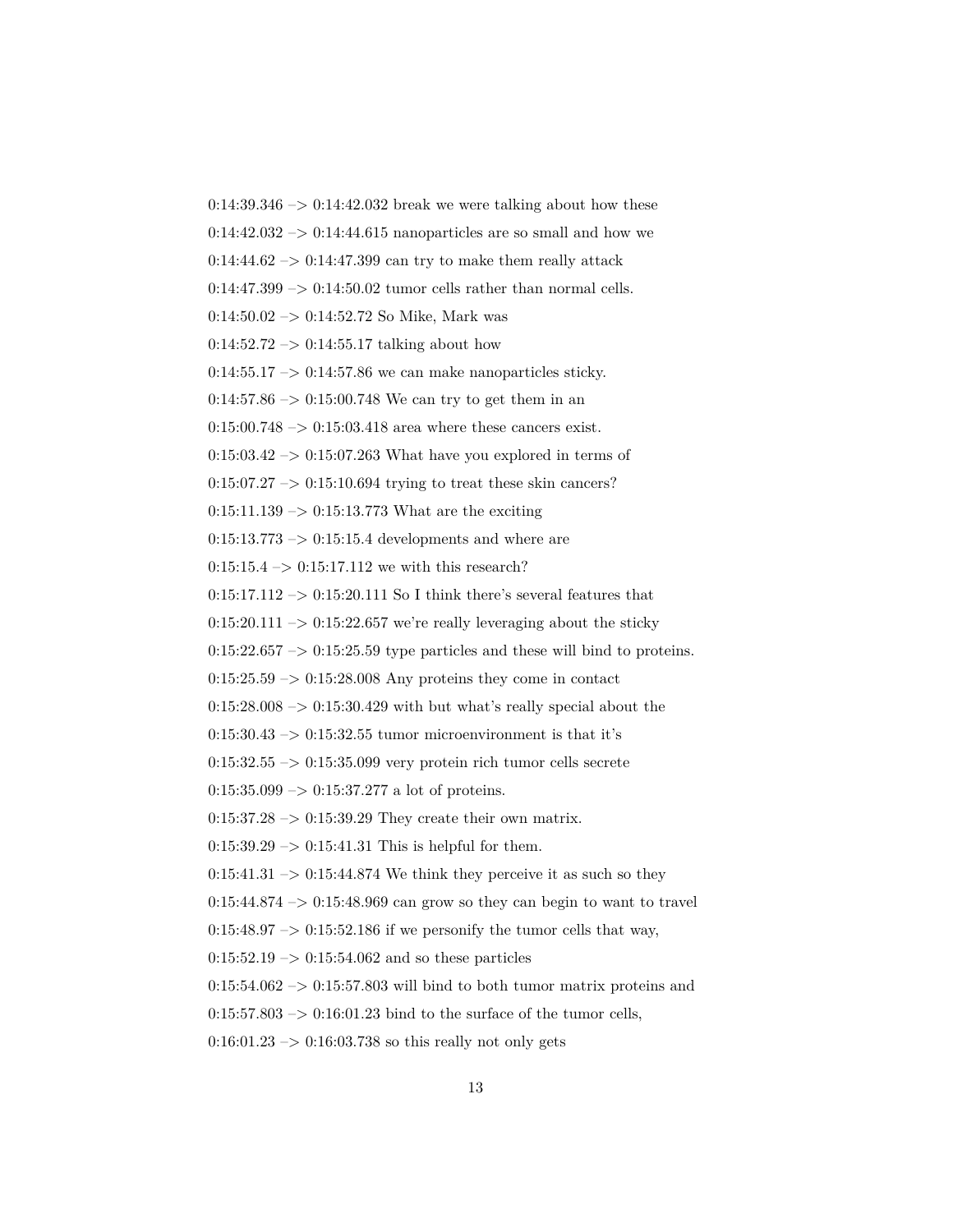0:14:39.346 –> 0:14:42.032 break we were talking about how these

0:14:42.032 –> 0:14:44.615 nanoparticles are so small and how we

0:14:44.62 –> 0:14:47.399 can try to make them really attack

0:14:47.399 –> 0:14:50.02 tumor cells rather than normal cells.

0:14:50.02 –> 0:14:52.72 So Mike, Mark was

0:14:52.72 –> 0:14:55.17 talking about how

0:14:55.17 –> 0:14:57.86 we can make nanoparticles sticky.

0:14:57.86 –> 0:15:00.748 We can try to get them in an

0:15:00.748 –> 0:15:03.418 area where these cancers exist.

0:15:03.42 –> 0:15:07.263 What have you explored in terms of

0:15:07.27 –> 0:15:10.694 trying to treat these skin cancers?

0:15:11.139 –> 0:15:13.773 What are the exciting

0:15:13.773 –> 0:15:15.4 developments and where are

0:15:15.4 –> 0:15:17.112 we with this research?

0:15:17.112 –> 0:15:20.111 So I think there's several features that

0:15:20.111 –> 0:15:22.657 we're really leveraging about the sticky

0:15:22.657 –> 0:15:25.59 type particles and these will bind to proteins.

0:15:25.59 –> 0:15:28.008 Any proteins they come in contact

0:15:28.008 –> 0:15:30.429 with but what's really special about the

0:15:30.43 –> 0:15:32.55 tumor microenvironment is that it's

0:15:32.55 –> 0:15:35.099 very protein rich tumor cells secrete

0:15:35.099 –> 0:15:37.277 a lot of proteins.

0:15:37.28 –> 0:15:39.29 They create their own matrix.

0:15:39.29 –> 0:15:41.31 This is helpful for them.

0:15:41.31 –> 0:15:44.874 We think they perceive it as such so they

0:15:44.874 –> 0:15:48.969 can grow so they can begin to want to travel

0:15:48.97 –> 0:15:52.186 if we personify the tumor cells that way,

0:15:52.19 –> 0:15:54.062 and so these particles

0:15:54.062 –> 0:15:57.803 will bind to both tumor matrix proteins and

0:15:57.803 –> 0:16:01.23 bind to the surface of the tumor cells,

0:16:01.23 –> 0:16:03.738 so this really not only gets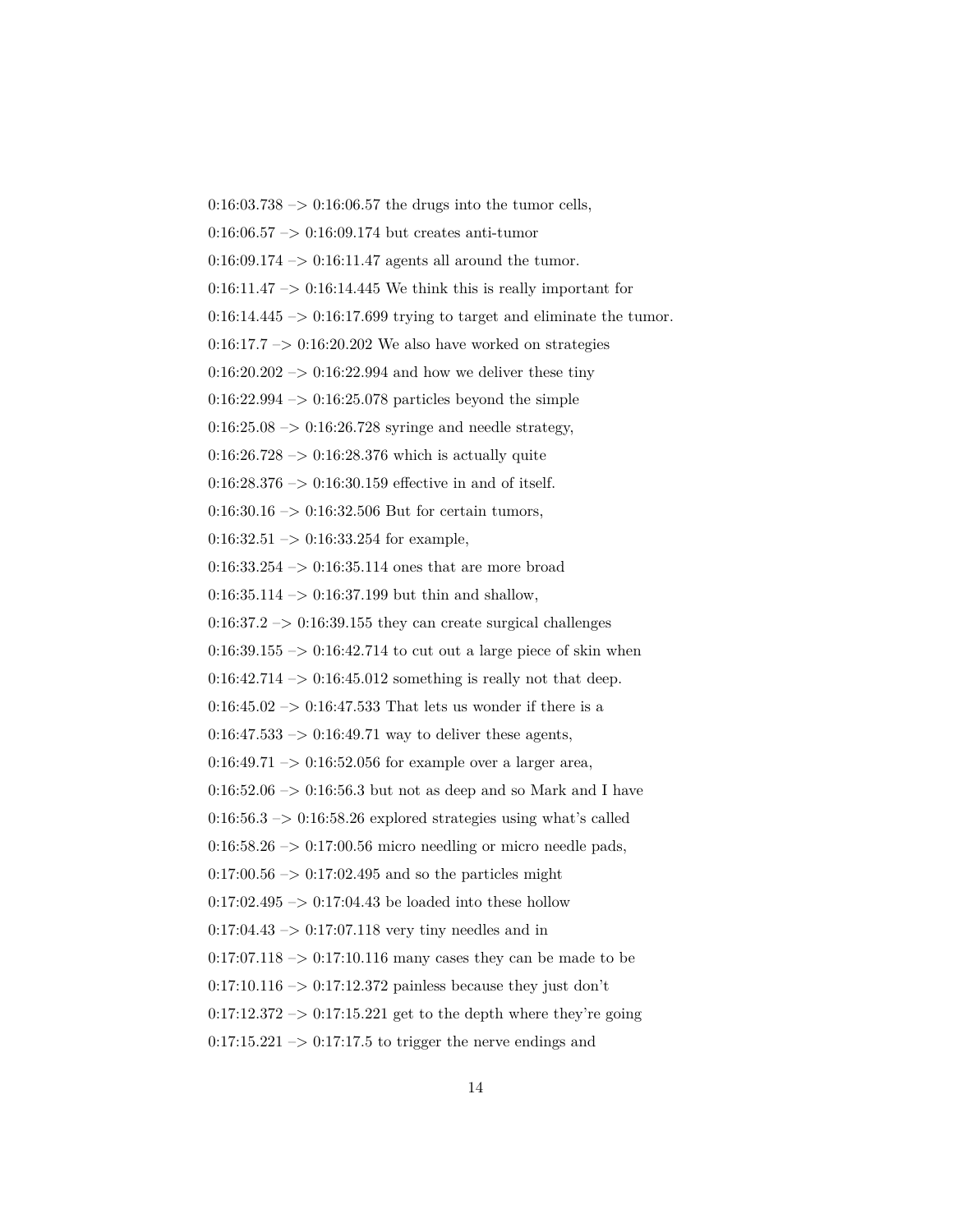0:16:03.738 –> 0:16:06.57 the drugs into the tumor cells,

0:16:06.57 –> 0:16:09.174 but creates anti-tumor

0:16:09.174 –> 0:16:11.47 agents all around the tumor.

0:16:11.47 –> 0:16:14.445 We think this is really important for

0:16:14.445 –> 0:16:17.699 trying to target and eliminate the tumor.

0:16:17.7 –> 0:16:20.202 We also have worked on strategies

0:16:20.202 –> 0:16:22.994 and how we deliver these tiny

0:16:22.994 –> 0:16:25.078 particles beyond the simple

0:16:25.08 –> 0:16:26.728 syringe and needle strategy,

0:16:26.728 –> 0:16:28.376 which is actually quite

0:16:28.376 –> 0:16:30.159 effective in and of itself.

0:16:30.16 –> 0:16:32.506 But for certain tumors,

0:16:32.51 –> 0:16:33.254 for example,

0:16:33.254 –> 0:16:35.114 ones that are more broad

0:16:35.114 –> 0:16:37.199 but thin and shallow,

0:16:37.2 –> 0:16:39.155 they can create surgical challenges

0:16:39.155 –> 0:16:42.714 to cut out a large piece of skin when

0:16:42.714 –> 0:16:45.012 something is really not that deep.

0:16:45.02 –> 0:16:47.533 That lets us wonder if there is a

0:16:47.533 –> 0:16:49.71 way to deliver these agents,

0:16:49.71 –> 0:16:52.056 for example over a larger area,

0:16:52.06 –> 0:16:56.3 but not as deep and so Mark and I have

0:16:56.3 –> 0:16:58.26 explored strategies using what's called

0:16:58.26 –> 0:17:00.56 micro needling or micro needle pads,

0:17:00.56 –> 0:17:02.495 and so the particles might

0:17:02.495 –> 0:17:04.43 be loaded into these hollow

0:17:04.43 –> 0:17:07.118 very tiny needles and in

0:17:07.118 –> 0:17:10.116 many cases they can be made to be

0:17:10.116 –> 0:17:12.372 painless because they just don't

0:17:12.372 –> 0:17:15.221 get to the depth where they're going

0:17:15.221 –> 0:17:17.5 to trigger the nerve endings and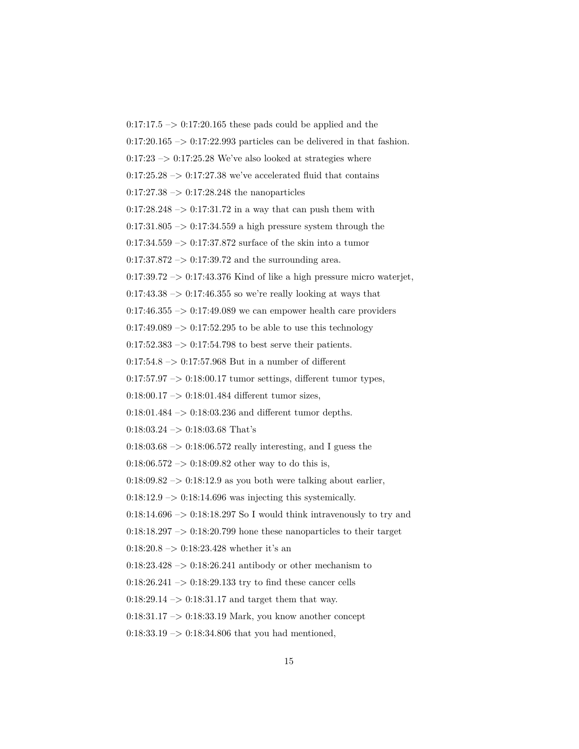0:17:17.5 –> 0:17:20.165 these pads could be applied and the

0:17:20.165 –> 0:17:22.993 particles can be delivered in that fashion.

0:17:23 –> 0:17:25.28 We've also looked at strategies where

0:17:25.28 –> 0:17:27.38 we've accelerated fluid that contains

0:17:27.38 –> 0:17:28.248 the nanoparticles

0:17:28.248 –> 0:17:31.72 in a way that can push them with

0:17:31.805 –> 0:17:34.559 a high pressure system through the

0:17:34.559 –> 0:17:37.872 surface of the skin into a tumor

0:17:37.872 –> 0:17:39.72 and the surrounding area.

0:17:39.72 –> 0:17:43.376 Kind of like a high pressure micro waterjet,

0:17:43.38 –> 0:17:46.355 so we're really looking at ways that

0:17:46.355 –> 0:17:49.089 we can empower health care providers

0:17:49.089 –> 0:17:52.295 to be able to use this technology

0:17:52.383 –> 0:17:54.798 to best serve their patients.

0:17:54.8 –> 0:17:57.968 But in a number of different

0:17:57.97 –> 0:18:00.17 tumor settings, different tumor types,

0:18:00.17 –> 0:18:01.484 different tumor sizes,

0:18:01.484 –> 0:18:03.236 and different tumor depths.

0:18:03.24 –> 0:18:03.68 That's

0:18:03.68 –> 0:18:06.572 really interesting, and I guess the

0:18:06.572 –> 0:18:09.82 other way to do this is,

0:18:09.82 –> 0:18:12.9 as you both were talking about earlier,

0:18:12.9 –> 0:18:14.696 was injecting this systemically.

0:18:14.696 –> 0:18:18.297 So I would think intravenously to try and

0:18:18.297 –> 0:18:20.799 hone these nanoparticles to their target

0:18:20.8 –> 0:18:23.428 whether it's an

0:18:23.428 –> 0:18:26.241 antibody or other mechanism to

0:18:26.241 –> 0:18:29.133 try to find these cancer cells

0:18:29.14 –> 0:18:31.17 and target them that way.

0:18:31.17 –> 0:18:33.19 Mark, you know another concept

0:18:33.19 –> 0:18:34.806 that you had mentioned,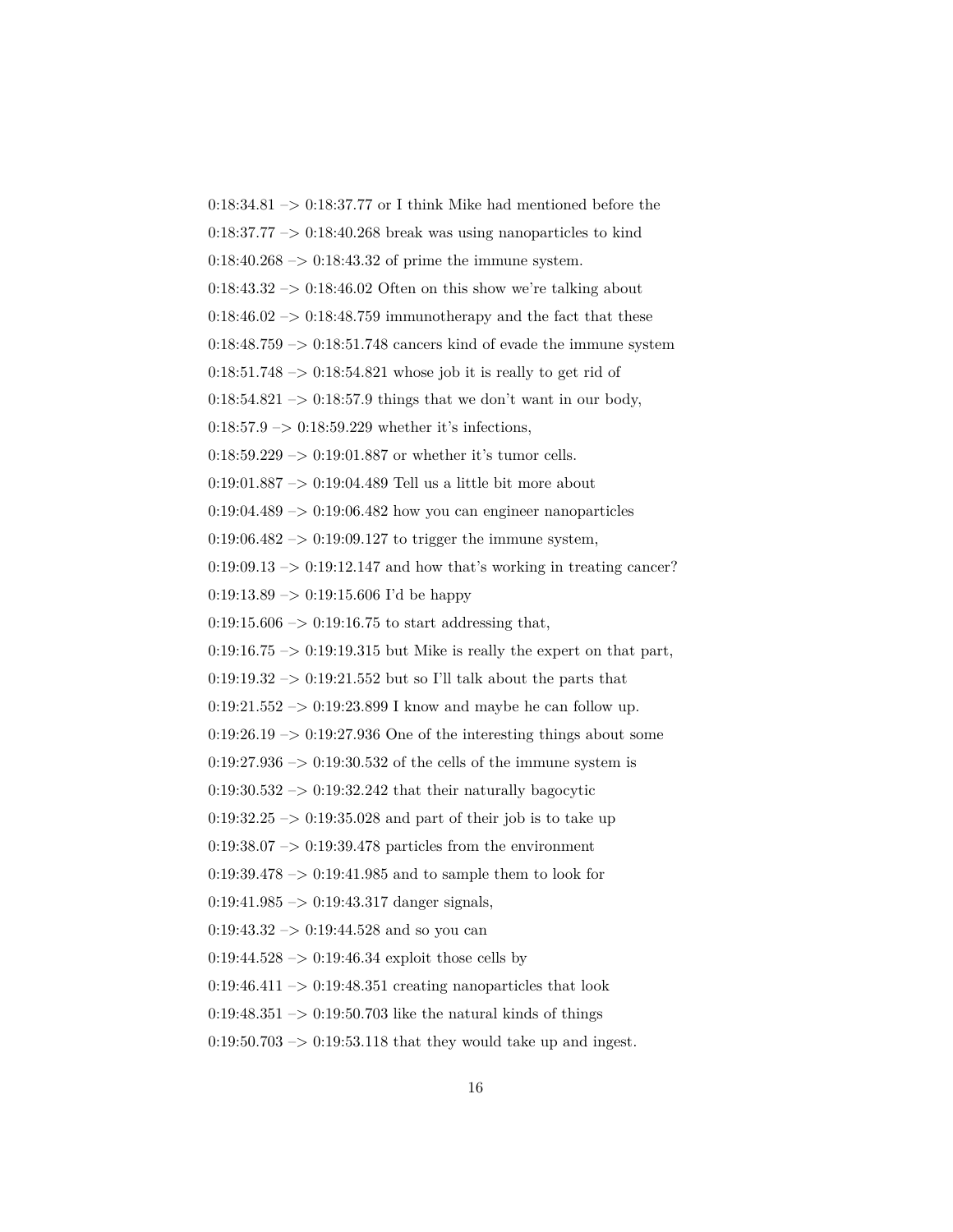0:18:34.81 –> 0:18:37.77 or I think Mike had mentioned before the

0:18:37.77 –> 0:18:40.268 break was using nanoparticles to kind

0:18:40.268 –> 0:18:43.32 of prime the immune system.

0:18:43.32 –> 0:18:46.02 Often on this show we're talking about

0:18:46.02 –> 0:18:48.759 immunotherapy and the fact that these

0:18:48.759 –> 0:18:51.748 cancers kind of evade the immune system

0:18:51.748 –> 0:18:54.821 whose job it is really to get rid of

0:18:54.821 –> 0:18:57.9 things that we don't want in our body,

0:18:57.9 –> 0:18:59.229 whether it's infections,

0:18:59.229 –> 0:19:01.887 or whether it's tumor cells.

0:19:01.887 –> 0:19:04.489 Tell us a little bit more about

0:19:04.489 –> 0:19:06.482 how you can engineer nanoparticles

0:19:06.482 –> 0:19:09.127 to trigger the immune system,

0:19:09.13 –> 0:19:12.147 and how that's working in treating cancer?

0:19:13.89 –> 0:19:15.606 I'd be happy

0:19:15.606 –> 0:19:16.75 to start addressing that,

0:19:16.75 –> 0:19:19.315 but Mike is really the expert on that part,

0:19:19.32 –> 0:19:21.552 but so I'll talk about the parts that

0:19:21.552 –> 0:19:23.899 I know and maybe he can follow up.

0:19:26.19 –> 0:19:27.936 One of the interesting things about some

0:19:27.936 –> 0:19:30.532 of the cells of the immune system is

0:19:30.532 –> 0:19:32.242 that their naturally bagocytic

0:19:32.25 –> 0:19:35.028 and part of their job is to take up

0:19:38.07 –> 0:19:39.478 particles from the environment

0:19:39.478 –> 0:19:41.985 and to sample them to look for

0:19:41.985 –> 0:19:43.317 danger signals,

0:19:43.32 –> 0:19:44.528 and so you can

0:19:44.528 –> 0:19:46.34 exploit those cells by

0:19:46.411 –> 0:19:48.351 creating nanoparticles that look

0:19:48.351 –> 0:19:50.703 like the natural kinds of things

0:19:50.703 –> 0:19:53.118 that they would take up and ingest.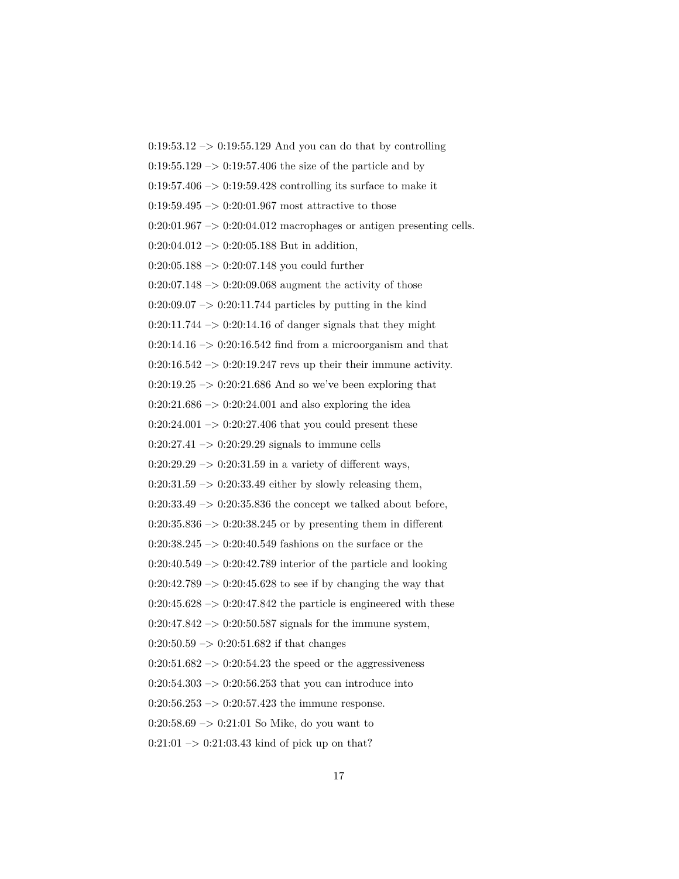0:19:53.12 –> 0:19:55.129 And you can do that by controlling

0:19:55.129 –> 0:19:57.406 the size of the particle and by

0:19:57.406 –> 0:19:59.428 controlling its surface to make it

0:19:59.495 –> 0:20:01.967 most attractive to those

0:20:01.967 –> 0:20:04.012 macrophages or antigen presenting cells.

0:20:04.012 –> 0:20:05.188 But in addition,

0:20:05.188 –> 0:20:07.148 you could further

0:20:07.148 –> 0:20:09.068 augment the activity of those

0:20:09.07 –> 0:20:11.744 particles by putting in the kind

0:20:11.744 –> 0:20:14.16 of danger signals that they might

0:20:14.16 –> 0:20:16.542 find from a microorganism and that

0:20:16.542 –> 0:20:19.247 revs up their their immune activity.

0:20:19.25 –> 0:20:21.686 And so we've been exploring that

0:20:21.686 –> 0:20:24.001 and also exploring the idea

0:20:24.001 –> 0:20:27.406 that you could present these

0:20:27.41 –> 0:20:29.29 signals to immune cells

0:20:29.29 –> 0:20:31.59 in a variety of different ways,

0:20:31.59 –> 0:20:33.49 either by slowly releasing them,

0:20:33.49 –> 0:20:35.836 the concept we talked about before,

0:20:35.836 –> 0:20:38.245 or by presenting them in different

0:20:38.245 –> 0:20:40.549 fashions on the surface or the

0:20:40.549 –> 0:20:42.789 interior of the particle and looking

0:20:42.789 –> 0:20:45.628 to see if by changing the way that

0:20:45.628 –> 0:20:47.842 the particle is engineered with these

0:20:47.842 –> 0:20:50.587 signals for the immune system,

0:20:50.59 –> 0:20:51.682 if that changes

0:20:51.682 –> 0:20:54.23 the speed or the aggressiveness

0:20:54.303 –> 0:20:56.253 that you can introduce into

0:20:56.253 –> 0:20:57.423 the immune response.

0:20:58.69 –> 0:21:01 So Mike, do you want to

0:21:01 –> 0:21:03.43 kind of pick up on that?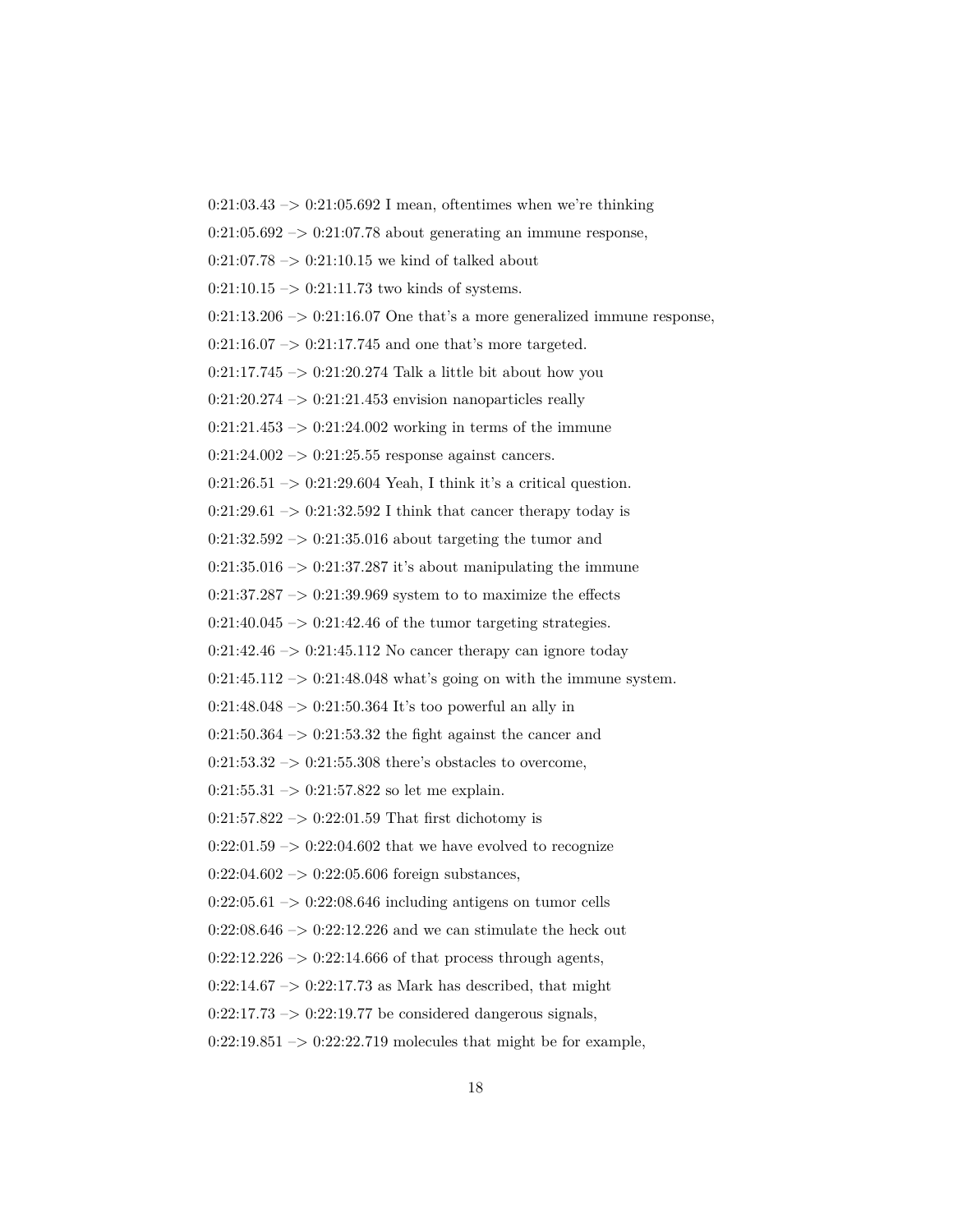0:21:03.43 –> 0:21:05.692 I mean, oftentimes when we're thinking

0:21:05.692 –> 0:21:07.78 about generating an immune response,

0:21:07.78 –> 0:21:10.15 we kind of talked about

0:21:10.15 –> 0:21:11.73 two kinds of systems.

0:21:13.206 –> 0:21:16.07 One that's a more generalized immune response,

0:21:16.07 –> 0:21:17.745 and one that's more targeted.

0:21:17.745 –> 0:21:20.274 Talk a little bit about how you

0:21:20.274 –> 0:21:21.453 envision nanoparticles really

0:21:21.453 –> 0:21:24.002 working in terms of the immune

0:21:24.002 –> 0:21:25.55 response against cancers.

0:21:26.51 –> 0:21:29.604 Yeah, I think it's a critical question.

0:21:29.61 –> 0:21:32.592 I think that cancer therapy today is

0:21:32.592 –> 0:21:35.016 about targeting the tumor and

0:21:35.016 –> 0:21:37.287 it's about manipulating the immune

0:21:37.287 –> 0:21:39.969 system to to maximize the effects

0:21:40.045 –> 0:21:42.46 of the tumor targeting strategies.

0:21:42.46 –> 0:21:45.112 No cancer therapy can ignore today

0:21:45.112 –> 0:21:48.048 what's going on with the immune system.

0:21:48.048 –> 0:21:50.364 It's too powerful an ally in

0:21:50.364 –> 0:21:53.32 the fight against the cancer and

0:21:53.32 –> 0:21:55.308 there's obstacles to overcome,

0:21:55.31 –> 0:21:57.822 so let me explain.

0:21:57.822 –> 0:22:01.59 That first dichotomy is

0:22:01.59 –> 0:22:04.602 that we have evolved to recognize

0:22:04.602 –> 0:22:05.606 foreign substances,

0:22:05.61 –> 0:22:08.646 including antigens on tumor cells

0:22:08.646 –> 0:22:12.226 and we can stimulate the heck out

0:22:12.226 –> 0:22:14.666 of that process through agents,

0:22:14.67 –> 0:22:17.73 as Mark has described, that might

0:22:17.73 –> 0:22:19.77 be considered dangerous signals,

0:22:19.851 –> 0:22:22.719 molecules that might be for example,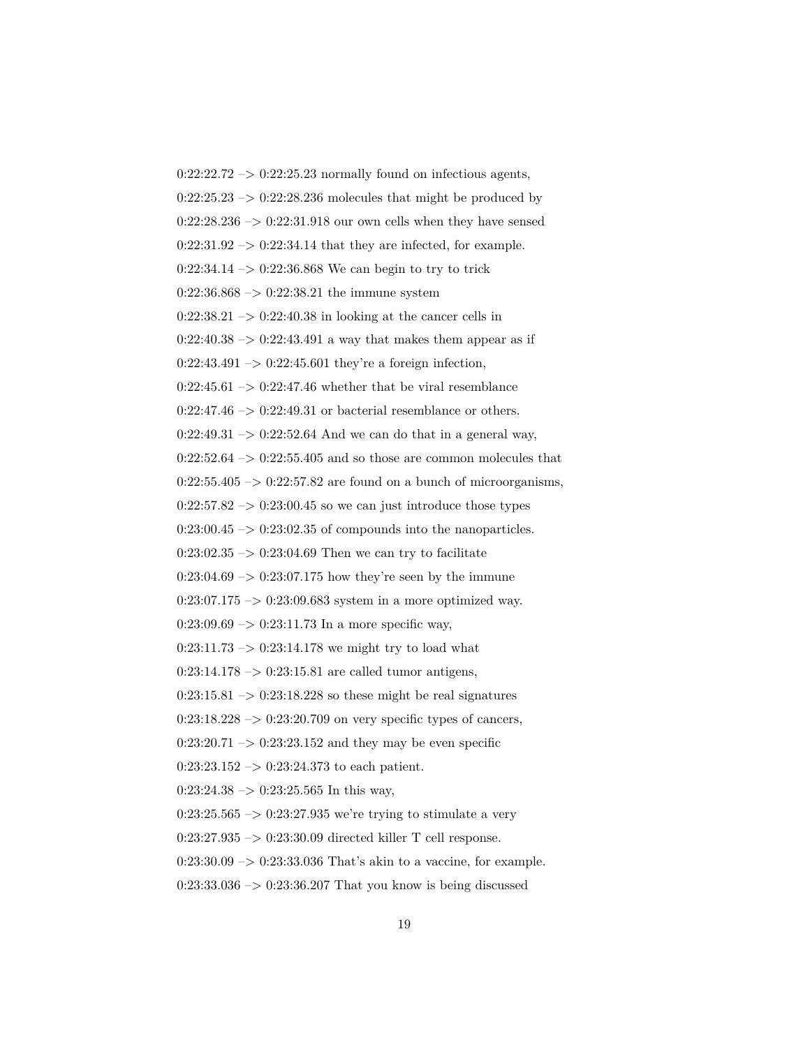0:22:22.72 –> 0:22:25.23 normally found on infectious agents,

0:22:25.23 –> 0:22:28.236 molecules that might be produced by

0:22:28.236 –> 0:22:31.918 our own cells when they have sensed

0:22:31.92 –> 0:22:34.14 that they are infected, for example.

0:22:34.14 –> 0:22:36.868 We can begin to try to trick

0:22:36.868 –> 0:22:38.21 the immune system

0:22:38.21 –> 0:22:40.38 in looking at the cancer cells in

0:22:40.38 –> 0:22:43.491 a way that makes them appear as if

0:22:43.491 –> 0:22:45.601 they're a foreign infection,

0:22:45.61 –> 0:22:47.46 whether that be viral resemblance

0:22:47.46 –> 0:22:49.31 or bacterial resemblance or others.

0:22:49.31 –> 0:22:52.64 And we can do that in a general way,

0:22:52.64 –> 0:22:55.405 and so those are common molecules that

0:22:55.405 –> 0:22:57.82 are found on a bunch of microorganisms,

0:22:57.82 –> 0:23:00.45 so we can just introduce those types

0:23:00.45 –> 0:23:02.35 of compounds into the nanoparticles.

0:23:02.35 –> 0:23:04.69 Then we can try to facilitate

0:23:04.69 –> 0:23:07.175 how they're seen by the immune

0:23:07.175 –> 0:23:09.683 system in a more optimized way.

0:23:09.69 –> 0:23:11.73 In a more specific way,

0:23:11.73 –> 0:23:14.178 we might try to load what

0:23:14.178 –> 0:23:15.81 are called tumor antigens,

0:23:15.81 –> 0:23:18.228 so these might be real signatures

0:23:18.228 –> 0:23:20.709 on very specific types of cancers,

0:23:20.71 –> 0:23:23.152 and they may be even specific

0:23:23.152 –> 0:23:24.373 to each patient.

0:23:24.38 –> 0:23:25.565 In this way,

0:23:25.565 –> 0:23:27.935 we're trying to stimulate a very

0:23:27.935 –> 0:23:30.09 directed killer T cell response.

0:23:30.09 –> 0:23:33.036 That's akin to a vaccine, for example.

0:23:33.036 –> 0:23:36.207 That you know is being discussed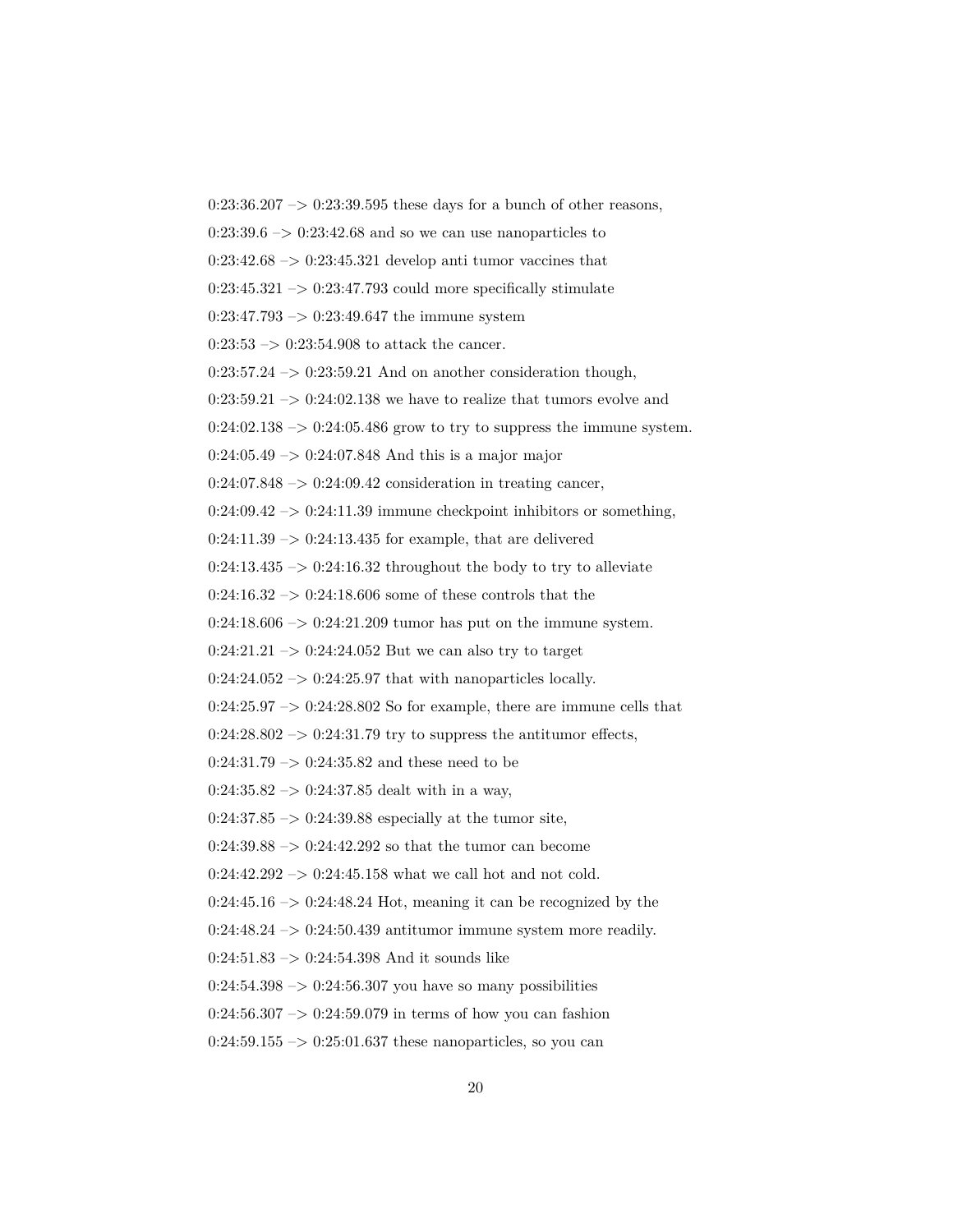0:23:36.207 –> 0:23:39.595 these days for a bunch of other reasons,

0:23:39.6 –> 0:23:42.68 and so we can use nanoparticles to

0:23:42.68 –> 0:23:45.321 develop anti tumor vaccines that

0:23:45.321 –> 0:23:47.793 could more specifically stimulate

0:23:47.793 –> 0:23:49.647 the immune system

0:23:53 –> 0:23:54.908 to attack the cancer.

0:23:57.24 –> 0:23:59.21 And on another consideration though,

0:23:59.21 –> 0:24:02.138 we have to realize that tumors evolve and

0:24:02.138 –> 0:24:05.486 grow to try to suppress the immune system.

0:24:05.49 –> 0:24:07.848 And this is a major major

0:24:07.848 –> 0:24:09.42 consideration in treating cancer,

0:24:09.42 –> 0:24:11.39 immune checkpoint inhibitors or something,

0:24:11.39 –> 0:24:13.435 for example, that are delivered

0:24:13.435 –> 0:24:16.32 throughout the body to try to alleviate

0:24:16.32 –> 0:24:18.606 some of these controls that the

0:24:18.606 –> 0:24:21.209 tumor has put on the immune system.

0:24:21.21 –> 0:24:24.052 But we can also try to target

0:24:24.052 –> 0:24:25.97 that with nanoparticles locally.

0:24:25.97 –> 0:24:28.802 So for example, there are immune cells that

0:24:28.802 –> 0:24:31.79 try to suppress the antitumor effects,

0:24:31.79 –> 0:24:35.82 and these need to be

0:24:35.82 –> 0:24:37.85 dealt with in a way,

0:24:37.85 –> 0:24:39.88 especially at the tumor site,

0:24:39.88 –> 0:24:42.292 so that the tumor can become

0:24:42.292 –> 0:24:45.158 what we call hot and not cold.

0:24:45.16 –> 0:24:48.24 Hot, meaning it can be recognized by the

0:24:48.24 –> 0:24:50.439 antitumor immune system more readily.

0:24:51.83 –> 0:24:54.398 And it sounds like

0:24:54.398 –> 0:24:56.307 you have so many possibilities

0:24:56.307 –> 0:24:59.079 in terms of how you can fashion

0:24:59.155 –> 0:25:01.637 these nanoparticles, so you can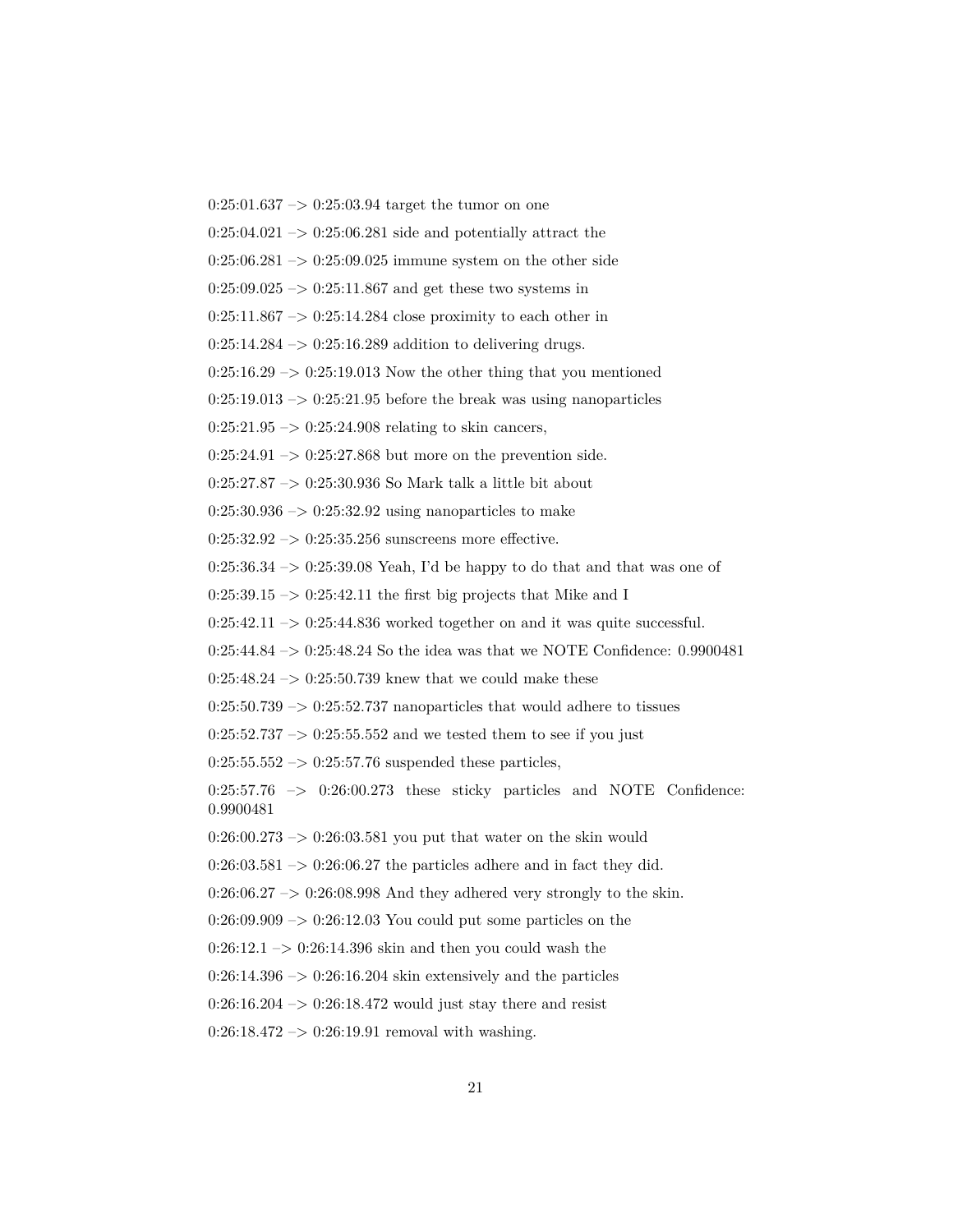0:25:01.637 –> 0:25:03.94 target the tumor on one

0:25:04.021 –> 0:25:06.281 side and potentially attract the

0:25:06.281 –> 0:25:09.025 immune system on the other side

0:25:09.025 –> 0:25:11.867 and get these two systems in

0:25:11.867 –> 0:25:14.284 close proximity to each other in

0:25:14.284 –> 0:25:16.289 addition to delivering drugs.

0:25:16.29 –> 0:25:19.013 Now the other thing that you mentioned

0:25:19.013 –> 0:25:21.95 before the break was using nanoparticles

0:25:21.95 –> 0:25:24.908 relating to skin cancers,

0:25:24.91 –> 0:25:27.868 but more on the prevention side.

0:25:27.87 –> 0:25:30.936 So Mark talk a little bit about

0:25:30.936 –> 0:25:32.92 using nanoparticles to make

0:25:32.92 –> 0:25:35.256 sunscreens more effective.

0:25:36.34 –> 0:25:39.08 Yeah, I'd be happy to do that and that was one of

0:25:39.15 –> 0:25:42.11 the first big projects that Mike and I

0:25:42.11 –> 0:25:44.836 worked together on and it was quite successful.

0:25:44.84 –> 0:25:48.24 So the idea was that we NOTE Confidence: 0.9900481

0:25:48.24 –> 0:25:50.739 knew that we could make these

0:25:50.739 –> 0:25:52.737 nanoparticles that would adhere to tissues

0:25:52.737 –> 0:25:55.552 and we tested them to see if you just

0:25:55.552 –> 0:25:57.76 suspended these particles,

0:25:57.76 –> 0:26:00.273 these sticky particles and NOTE Confidence: 0.9900481

0:26:00.273 –> 0:26:03.581 you put that water on the skin would

0:26:03.581 –> 0:26:06.27 the particles adhere and in fact they did.

0:26:06.27 –> 0:26:08.998 And they adhered very strongly to the skin.

0:26:09.909 –> 0:26:12.03 You could put some particles on the

0:26:12.1 –> 0:26:14.396 skin and then you could wash the

0:26:14.396 –> 0:26:16.204 skin extensively and the particles

0:26:16.204 –> 0:26:18.472 would just stay there and resist

0:26:18.472 –> 0:26:19.91 removal with washing.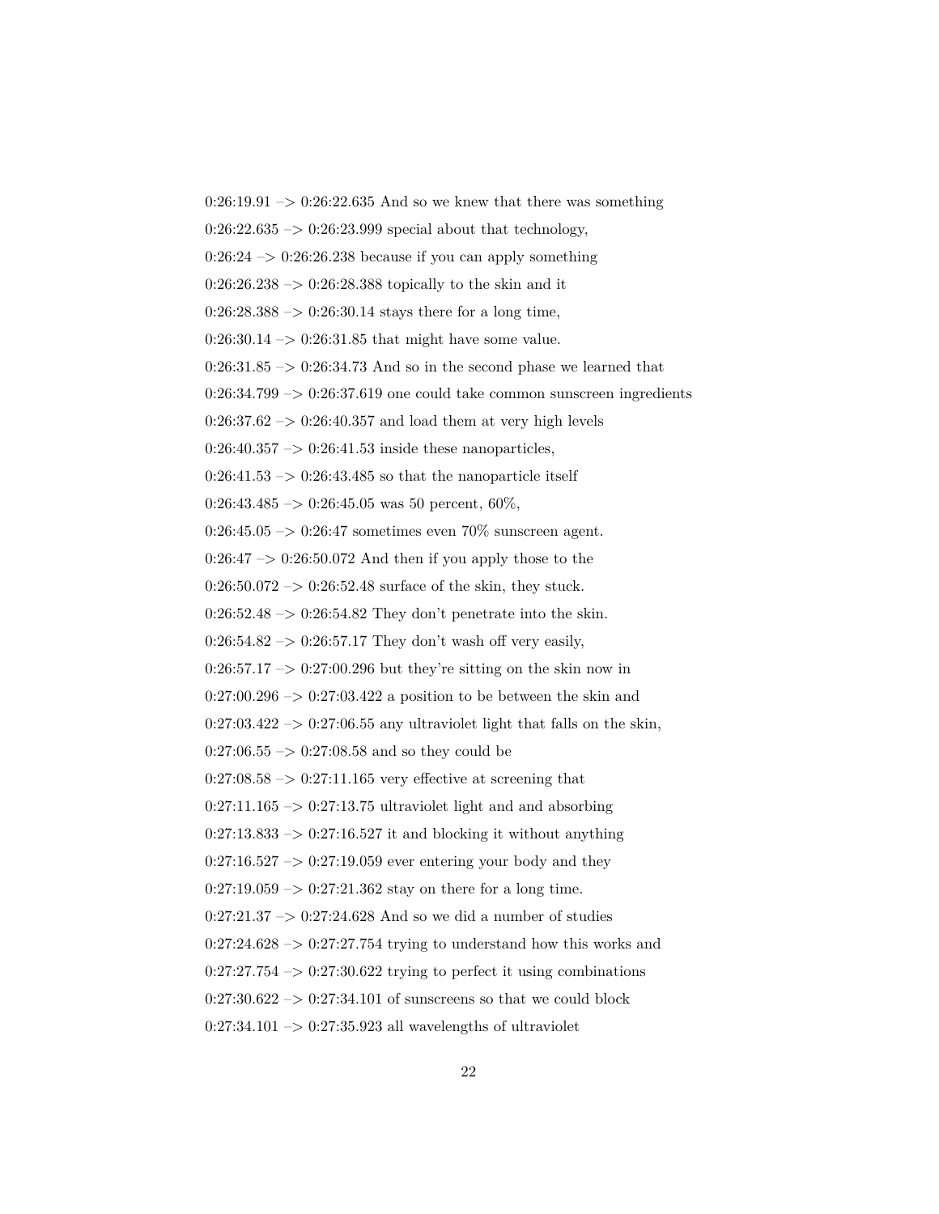0:26:19.91 –> 0:26:22.635 And so we knew that there was something

0:26:22.635 –> 0:26:23.999 special about that technology,

0:26:24 –> 0:26:26.238 because if you can apply something

0:26:26.238 –> 0:26:28.388 topically to the skin and it

0:26:28.388 –> 0:26:30.14 stays there for a long time,

0:26:30.14 –> 0:26:31.85 that might have some value.

0:26:31.85 –> 0:26:34.73 And so in the second phase we learned that

0:26:34.799 –> 0:26:37.619 one could take common sunscreen ingredients

0:26:37.62 –> 0:26:40.357 and load them at very high levels

0:26:40.357 –> 0:26:41.53 inside these nanoparticles,

0:26:41.53 –> 0:26:43.485 so that the nanoparticle itself

0:26:43.485 –> 0:26:45.05 was 50 percent, 60%,

0:26:45.05 –> 0:26:47 sometimes even 70% sunscreen agent.

0:26:47 –> 0:26:50.072 And then if you apply those to the

0:26:50.072 –> 0:26:52.48 surface of the skin, they stuck.

0:26:52.48 –> 0:26:54.82 They don't penetrate into the skin.

0:26:54.82 –> 0:26:57.17 They don't wash off very easily,

0:26:57.17 –> 0:27:00.296 but they're sitting on the skin now in

0:27:00.296 –> 0:27:03.422 a position to be between the skin and

0:27:03.422 –> 0:27:06.55 any ultraviolet light that falls on the skin,

0:27:06.55 –> 0:27:08.58 and so they could be

0:27:08.58 –> 0:27:11.165 very effective at screening that

0:27:11.165 –> 0:27:13.75 ultraviolet light and and absorbing

0:27:13.833 –> 0:27:16.527 it and blocking it without anything

0:27:16.527 –> 0:27:19.059 ever entering your body and they

0:27:19.059 –> 0:27:21.362 stay on there for a long time.

0:27:21.37 –> 0:27:24.628 And so we did a number of studies

0:27:24.628 –> 0:27:27.754 trying to understand how this works and

0:27:27.754 –> 0:27:30.622 trying to perfect it using combinations

0:27:30.622 –> 0:27:34.101 of sunscreens so that we could block

0:27:34.101 –> 0:27:35.923 all wavelengths of ultraviolet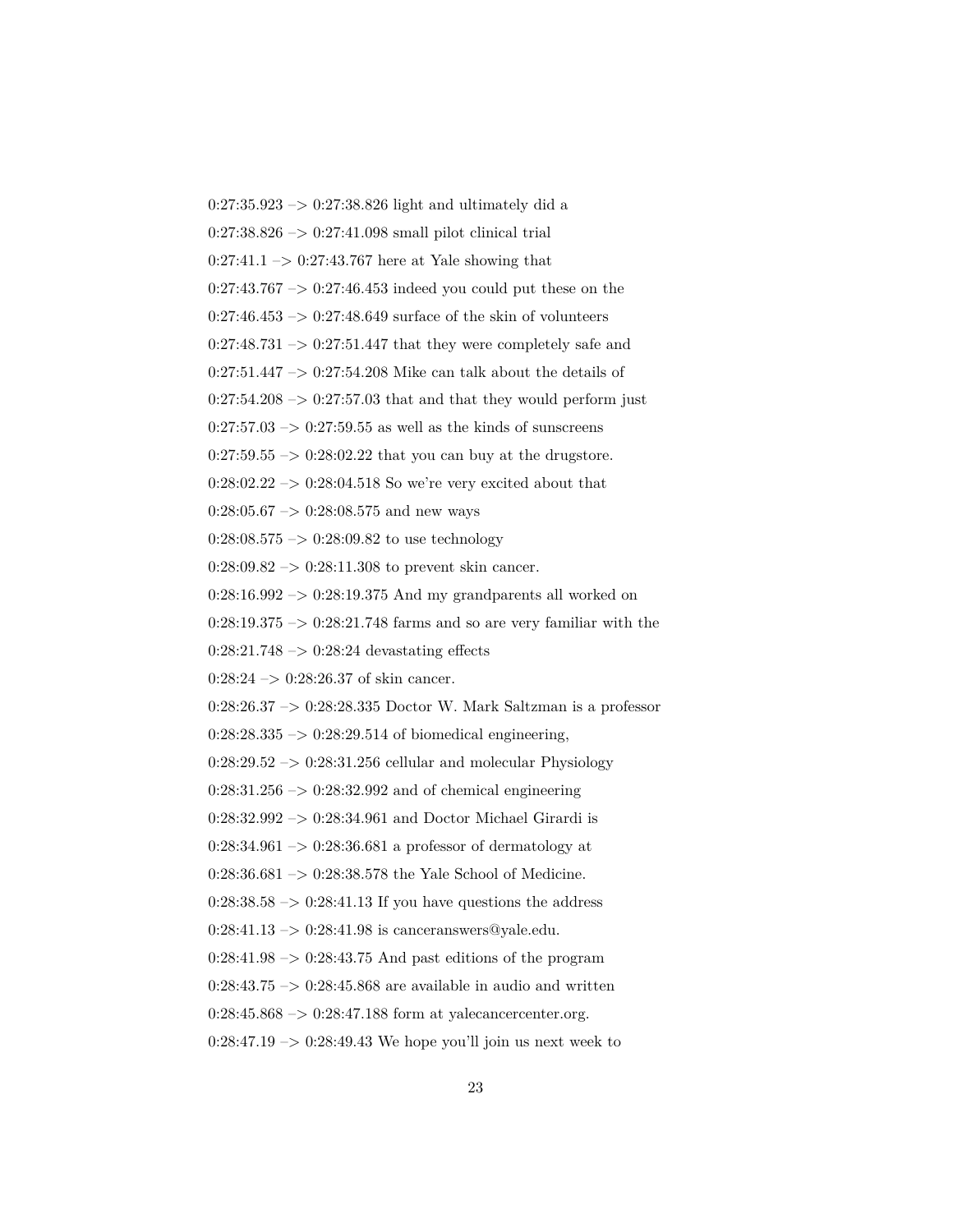0:27:35.923 –> 0:27:38.826 light and ultimately did a

0:27:38.826 –> 0:27:41.098 small pilot clinical trial

0:27:41.1 –> 0:27:43.767 here at Yale showing that

0:27:43.767 –> 0:27:46.453 indeed you could put these on the

0:27:46.453 –> 0:27:48.649 surface of the skin of volunteers

0:27:48.731 –> 0:27:51.447 that they were completely safe and

0:27:51.447 –> 0:27:54.208 Mike can talk about the details of

0:27:54.208 –> 0:27:57.03 that and that they would perform just

0:27:57.03 –> 0:27:59.55 as well as the kinds of sunscreens

0:27:59.55 –> 0:28:02.22 that you can buy at the drugstore.

0:28:02.22 –> 0:28:04.518 So we're very excited about that

0:28:05.67 –> 0:28:08.575 and new ways

0:28:08.575 –> 0:28:09.82 to use technology

0:28:09.82 –> 0:28:11.308 to prevent skin cancer.

0:28:16.992 –> 0:28:19.375 And my grandparents all worked on

0:28:19.375 –> 0:28:21.748 farms and so are very familiar with the

0:28:21.748 –> 0:28:24 devastating effects

0:28:24 –> 0:28:26.37 of skin cancer.

0:28:26.37 –> 0:28:28.335 Doctor W. Mark Saltzman is a professor

0:28:28.335 –> 0:28:29.514 of biomedical engineering,

0:28:29.52 –> 0:28:31.256 cellular and molecular Physiology

0:28:31.256 –> 0:28:32.992 and of chemical engineering

0:28:32.992 –> 0:28:34.961 and Doctor Michael Girardi is

0:28:34.961 –> 0:28:36.681 a professor of dermatology at

0:28:36.681 –> 0:28:38.578 the Yale School of Medicine.

0:28:38.58 –> 0:28:41.13 If you have questions the address

0:28:41.13 –> 0:28:41.98 is canceranswers@yale.edu.

0:28:41.98 –> 0:28:43.75 And past editions of the program

0:28:43.75 –> 0:28:45.868 are available in audio and written

0:28:45.868 –> 0:28:47.188 form at yalecancercenter.org.

0:28:47.19 –> 0:28:49.43 We hope you'll join us next week to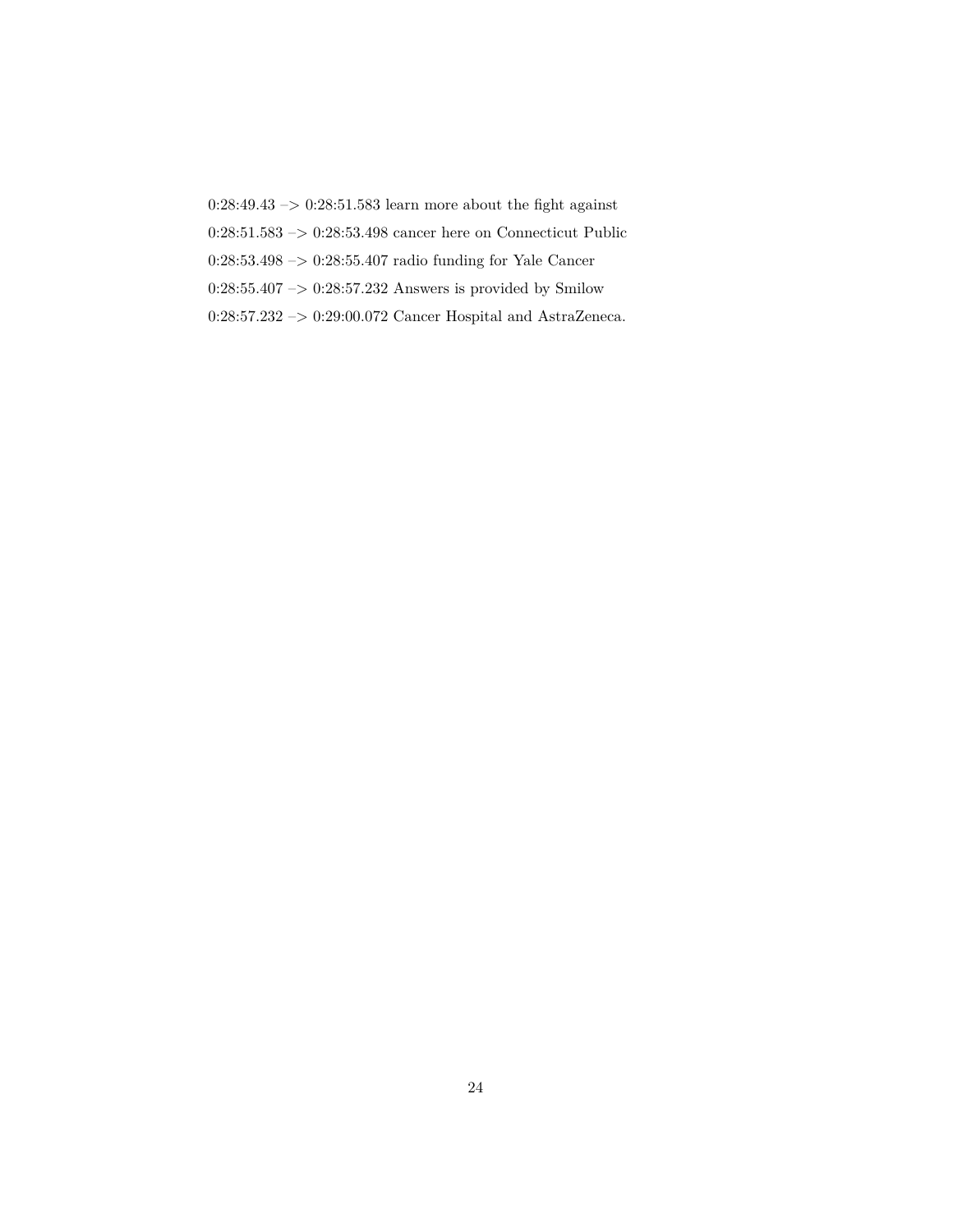0:28:49.43 –> 0:28:51.583 learn more about the fight against

0:28:51.583 –> 0:28:53.498 cancer here on Connecticut Public

0:28:53.498 –> 0:28:55.407 radio funding for Yale Cancer

0:28:55.407 –> 0:28:57.232 Answers is provided by Smilow

0:28:57.232 –> 0:29:00.072 Cancer Hospital and AstraZeneca.